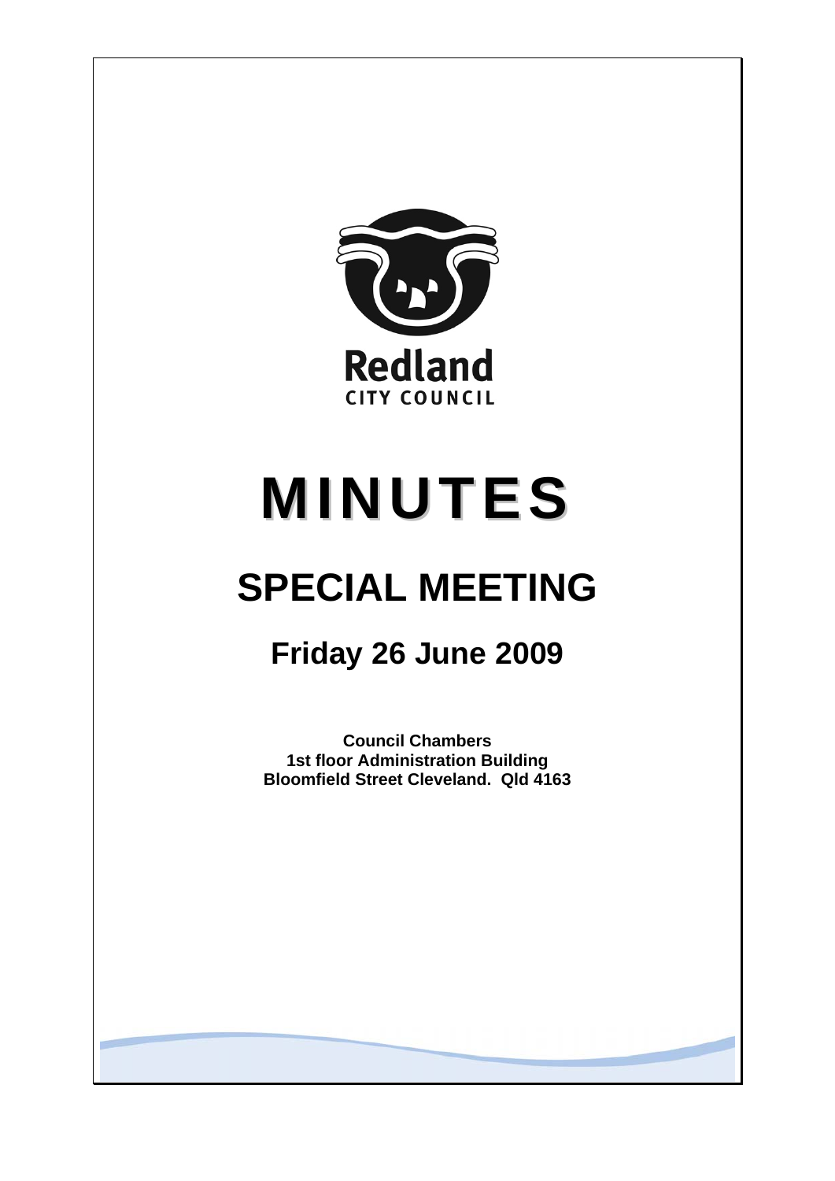Redland

CITY COUNCIL

# MINUTES

# SPECIAL MEETING

## Friday 26 June 2009

**Council Chambers**
**1st floor Administration Building**
**Bloomfield Street Cleveland. Qld 4163**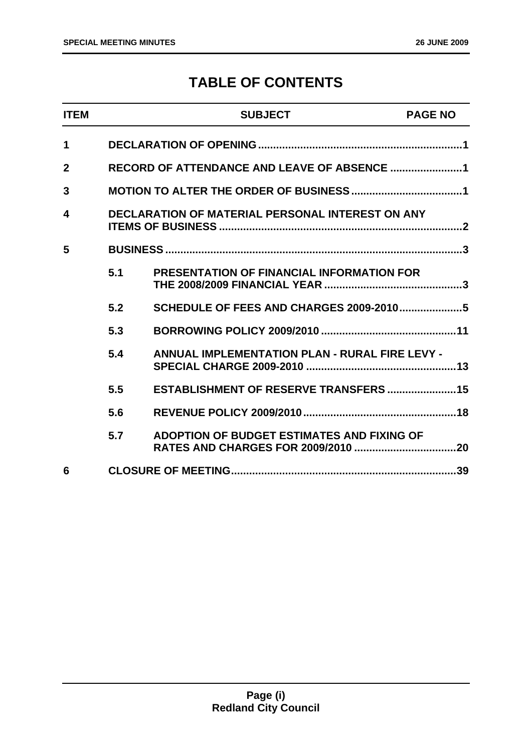# TABLE OF CONTENTS

| ITEM | | SUBJECT | PAGE NO |
|---|---|---|---|
| 1 | | DECLARATION OF OPENING | 1 |
| 2 | | RECORD OF ATTENDANCE AND LEAVE OF ABSENCE | 1 |
| 3 | | MOTION TO ALTER THE ORDER OF BUSINESS | 1 |
| 4 | | DECLARATION OF MATERIAL PERSONAL INTEREST ON ANY ITEMS OF BUSINESS | 2 |
| 5 | | BUSINESS | 3 |
| | 5.1 | PRESENTATION OF FINANCIAL INFORMATION FOR THE 2008/2009 FINANCIAL YEAR | 3 |
| | 5.2 | SCHEDULE OF FEES AND CHARGES 2009-2010 | 5 |
| | 5.3 | BORROWING POLICY 2009/2010 | 11 |
| | 5.4 | ANNUAL IMPLEMENTATION PLAN - RURAL FIRE LEVY - SPECIAL CHARGE 2009-2010 | 13 |
| | 5.5 | ESTABLISHMENT OF RESERVE TRANSFERS | 15 |
| | 5.6 | REVENUE POLICY 2009/2010 | 18 |
| | 5.7 | ADOPTION OF BUDGET ESTIMATES AND FIXING OF RATES AND CHARGES FOR 2009/2010 | 20 |
| 6 | | CLOSURE OF MEETING | 39 |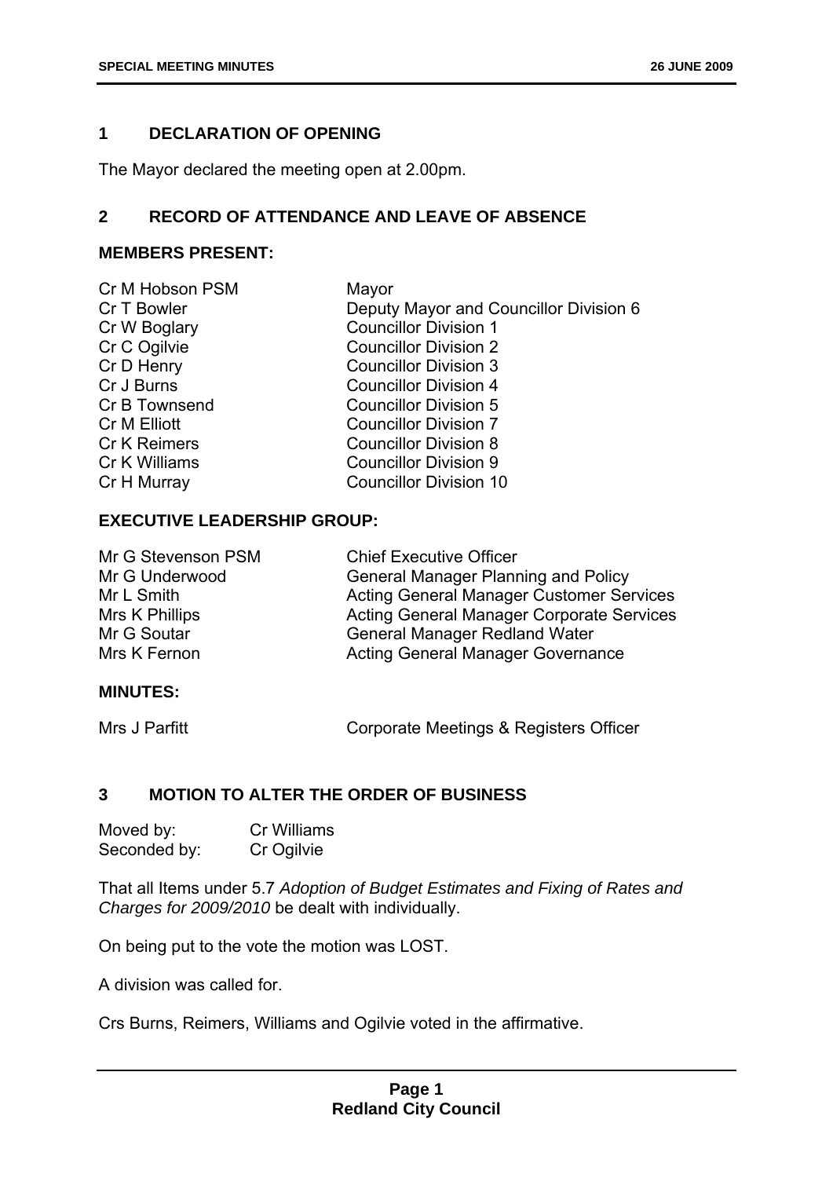## 1 DECLARATION OF OPENING

The Mayor declared the meeting open at 2.00pm.

## 2 RECORD OF ATTENDANCE AND LEAVE OF ABSENCE

**MEMBERS PRESENT:**

| | |
|---|---|
| Cr M Hobson PSM | Mayor |
| Cr T Bowler | Deputy Mayor and Councillor Division 6 |
| Cr W Boglary | Councillor Division 1 |
| Cr C Ogilvie | Councillor Division 2 |
| Cr D Henry | Councillor Division 3 |
| Cr J Burns | Councillor Division 4 |
| Cr B Townsend | Councillor Division 5 |
| Cr M Elliott | Councillor Division 7 |
| Cr K Reimers | Councillor Division 8 |
| Cr K Williams | Councillor Division 9 |
| Cr H Murray | Councillor Division 10 |

**EXECUTIVE LEADERSHIP GROUP:**

| | |
|---|---|
| Mr G Stevenson PSM | Chief Executive Officer |
| Mr G Underwood | General Manager Planning and Policy |
| Mr L Smith | Acting General Manager Customer Services |
| Mrs K Phillips | Acting General Manager Corporate Services |
| Mr G Soutar | General Manager Redland Water |
| Mrs K Fernon | Acting General Manager Governance |

**MINUTES:**

| | |
|---|---|
| Mrs J Parfitt | Corporate Meetings & Registers Officer |

## 3 MOTION TO ALTER THE ORDER OF BUSINESS

| | |
|---|---|
| Moved by: | Cr Williams |
| Seconded by: | Cr Ogilvie |

That all Items under 5.7 *Adoption of Budget Estimates and Fixing of Rates and Charges for 2009/2010* be dealt with individually.

On being put to the vote the motion was LOST.

A division was called for.

Crs Burns, Reimers, Williams and Ogilvie voted in the affirmative.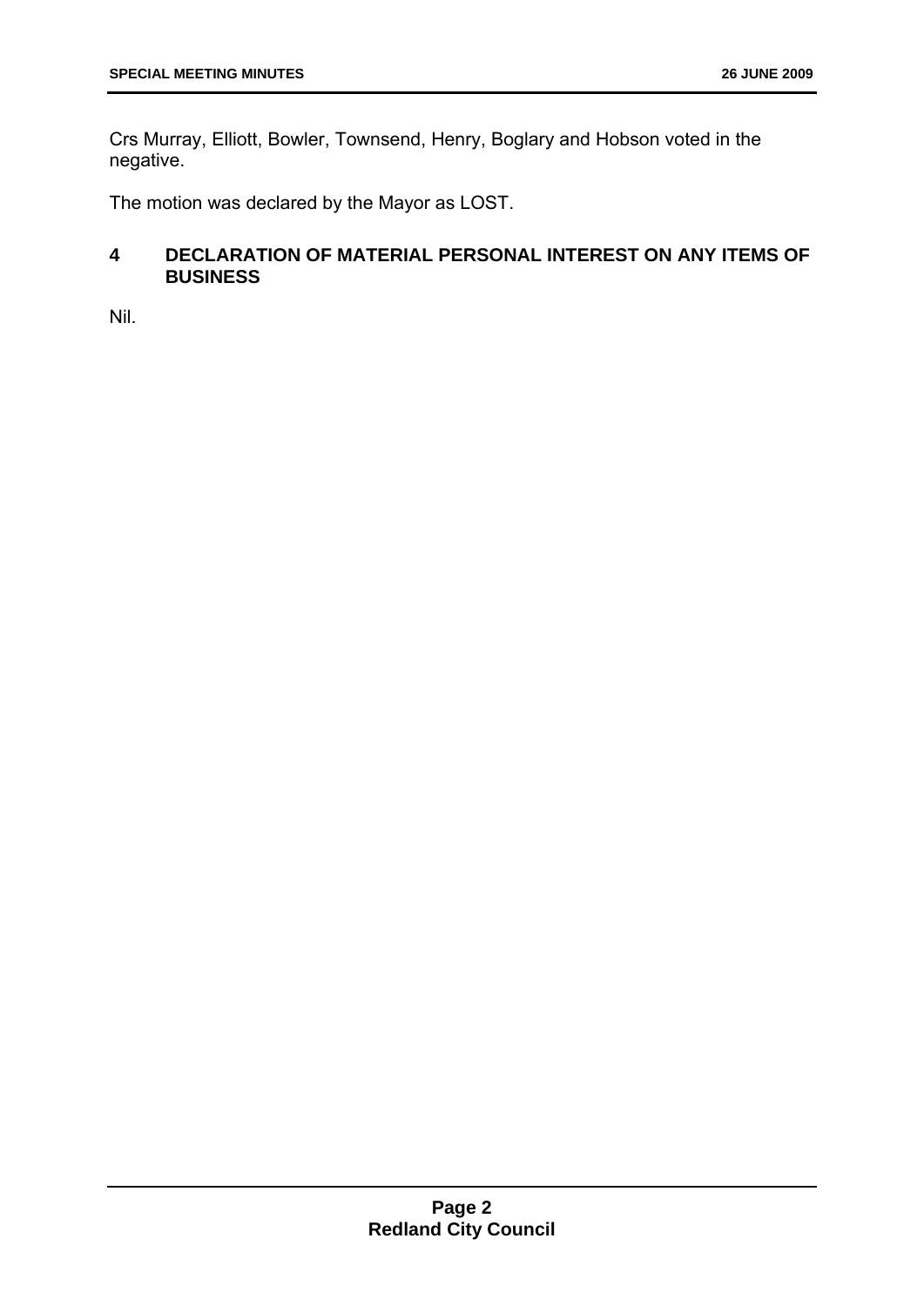Crs Murray, Elliott, Bowler, Townsend, Henry, Boglary and Hobson voted in the negative.

The motion was declared by the Mayor as LOST.

## 4 DECLARATION OF MATERIAL PERSONAL INTEREST ON ANY ITEMS OF BUSINESS

Nil.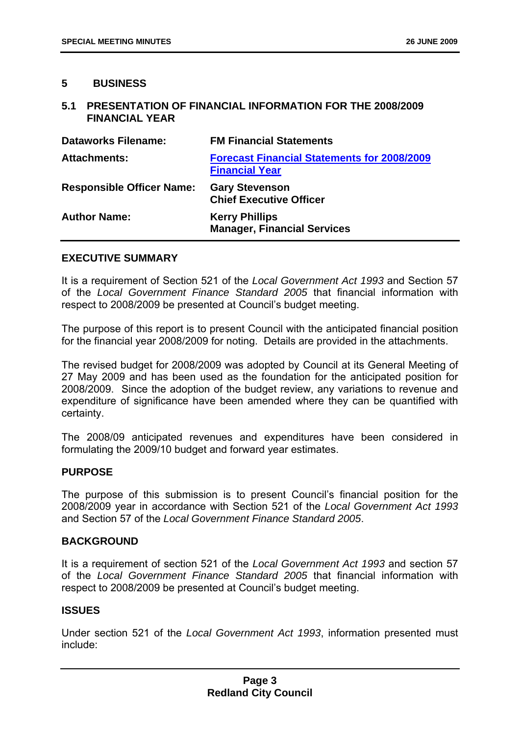## 5 BUSINESS

### 5.1 PRESENTATION OF FINANCIAL INFORMATION FOR THE 2008/2009 FINANCIAL YEAR

| | |
|---|---|
| **Dataworks Filename:** | **FM Financial Statements** |
| **Attachments:** | **Forecast Financial Statements for 2008/2009 Financial Year** |
| **Responsible Officer Name:** | **Gary Stevenson**<br>**Chief Executive Officer** |
| **Author Name:** | **Kerry Phillips**<br>**Manager, Financial Services** |

**EXECUTIVE SUMMARY**

It is a requirement of Section 521 of the *Local Government Act 1993* and Section 57 of the *Local Government Finance Standard 2005* that financial information with respect to 2008/2009 be presented at Council's budget meeting.

The purpose of this report is to present Council with the anticipated financial position for the financial year 2008/2009 for noting. Details are provided in the attachments.

The revised budget for 2008/2009 was adopted by Council at its General Meeting of 27 May 2009 and has been used as the foundation for the anticipated position for 2008/2009. Since the adoption of the budget review, any variations to revenue and expenditure of significance have been amended where they can be quantified with certainty.

The 2008/09 anticipated revenues and expenditures have been considered in formulating the 2009/10 budget and forward year estimates.

**PURPOSE**

The purpose of this submission is to present Council's financial position for the 2008/2009 year in accordance with Section 521 of the *Local Government Act 1993* and Section 57 of the *Local Government Finance Standard 2005*.

**BACKGROUND**

It is a requirement of section 521 of the *Local Government Act 1993* and section 57 of the *Local Government Finance Standard 2005* that financial information with respect to 2008/2009 be presented at Council's budget meeting.

**ISSUES**

Under section 521 of the *Local Government Act 1993*, information presented must include: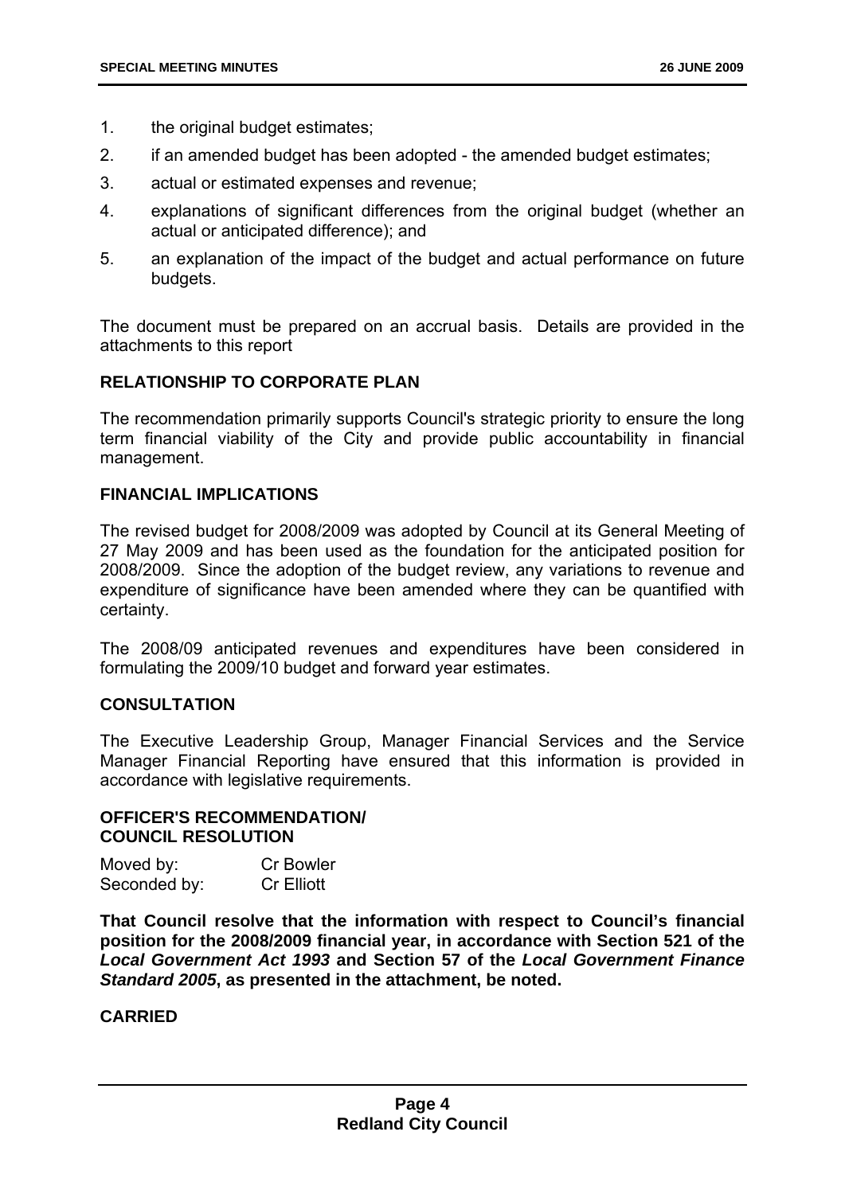1. the original budget estimates;
2. if an amended budget has been adopted - the amended budget estimates;
3. actual or estimated expenses and revenue;
4. explanations of significant differences from the original budget (whether an actual or anticipated difference); and
5. an explanation of the impact of the budget and actual performance on future budgets.

The document must be prepared on an accrual basis. Details are provided in the attachments to this report

**RELATIONSHIP TO CORPORATE PLAN**

The recommendation primarily supports Council's strategic priority to ensure the long term financial viability of the City and provide public accountability in financial management.

**FINANCIAL IMPLICATIONS**

The revised budget for 2008/2009 was adopted by Council at its General Meeting of 27 May 2009 and has been used as the foundation for the anticipated position for 2008/2009. Since the adoption of the budget review, any variations to revenue and expenditure of significance have been amended where they can be quantified with certainty.

The 2008/09 anticipated revenues and expenditures have been considered in formulating the 2009/10 budget and forward year estimates.

**CONSULTATION**

The Executive Leadership Group, Manager Financial Services and the Service Manager Financial Reporting have ensured that this information is provided in accordance with legislative requirements.

**OFFICER'S RECOMMENDATION/**
**COUNCIL RESOLUTION**

Moved by: Cr Bowler
Seconded by: Cr Elliott

**That Council resolve that the information with respect to Council's financial position for the 2008/2009 financial year, in accordance with Section 521 of the *Local Government Act 1993* and Section 57 of the *Local Government Finance Standard 2005*, as presented in the attachment, be noted.**

**CARRIED**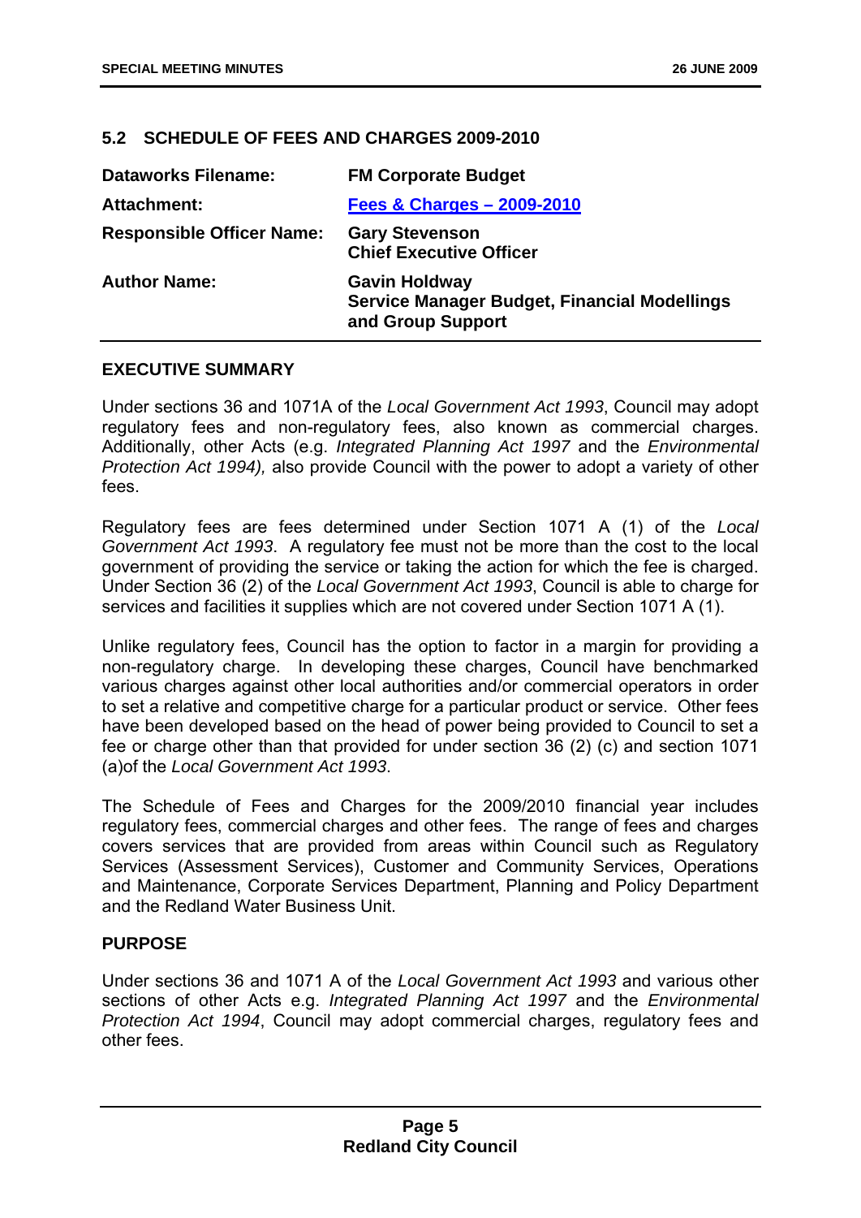## 5.2 SCHEDULE OF FEES AND CHARGES 2009-2010

| | |
|---|---|
| **Dataworks Filename:** | **FM Corporate Budget** |
| **Attachment:** | **Fees & Charges – 2009-2010** |
| **Responsible Officer Name:** | **Gary Stevenson**<br>**Chief Executive Officer** |
| **Author Name:** | **Gavin Holdway**<br>**Service Manager Budget, Financial Modellings and Group Support** |

### EXECUTIVE SUMMARY

Under sections 36 and 1071A of the *Local Government Act 1993*, Council may adopt regulatory fees and non-regulatory fees, also known as commercial charges. Additionally, other Acts (e.g. *Integrated Planning Act 1997* and the *Environmental Protection Act 1994),* also provide Council with the power to adopt a variety of other fees.

Regulatory fees are fees determined under Section 1071 A (1) of the *Local Government Act 1993*. A regulatory fee must not be more than the cost to the local government of providing the service or taking the action for which the fee is charged. Under Section 36 (2) of the *Local Government Act 1993*, Council is able to charge for services and facilities it supplies which are not covered under Section 1071 A (1).

Unlike regulatory fees, Council has the option to factor in a margin for providing a non-regulatory charge. In developing these charges, Council have benchmarked various charges against other local authorities and/or commercial operators in order to set a relative and competitive charge for a particular product or service. Other fees have been developed based on the head of power being provided to Council to set a fee or charge other than that provided for under section 36 (2) (c) and section 1071 (a)of the *Local Government Act 1993*.

The Schedule of Fees and Charges for the 2009/2010 financial year includes regulatory fees, commercial charges and other fees. The range of fees and charges covers services that are provided from areas within Council such as Regulatory Services (Assessment Services), Customer and Community Services, Operations and Maintenance, Corporate Services Department, Planning and Policy Department and the Redland Water Business Unit.

### PURPOSE

Under sections 36 and 1071 A of the *Local Government Act 1993* and various other sections of other Acts e.g. *Integrated Planning Act 1997* and the *Environmental Protection Act 1994*, Council may adopt commercial charges, regulatory fees and other fees.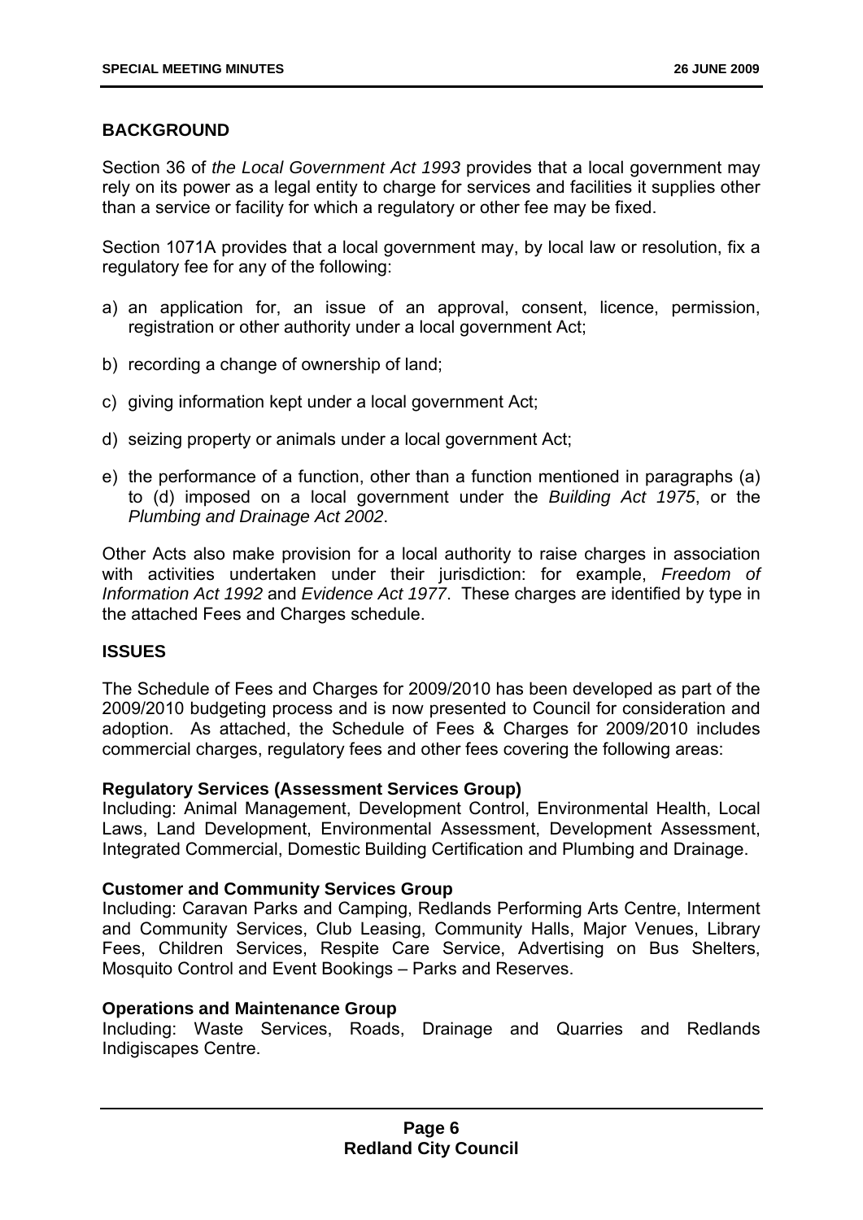## BACKGROUND

Section 36 of *the Local Government Act 1993* provides that a local government may rely on its power as a legal entity to charge for services and facilities it supplies other than a service or facility for which a regulatory or other fee may be fixed.

Section 1071A provides that a local government may, by local law or resolution, fix a regulatory fee for any of the following:

a) an application for, an issue of an approval, consent, licence, permission, registration or other authority under a local government Act;

b) recording a change of ownership of land;

c) giving information kept under a local government Act;

d) seizing property or animals under a local government Act;

e) the performance of a function, other than a function mentioned in paragraphs (a) to (d) imposed on a local government under the *Building Act 1975*, or the *Plumbing and Drainage Act 2002*.

Other Acts also make provision for a local authority to raise charges in association with activities undertaken under their jurisdiction: for example, *Freedom of Information Act 1992* and *Evidence Act 1977*. These charges are identified by type in the attached Fees and Charges schedule.

## ISSUES

The Schedule of Fees and Charges for 2009/2010 has been developed as part of the 2009/2010 budgeting process and is now presented to Council for consideration and adoption. As attached, the Schedule of Fees & Charges for 2009/2010 includes commercial charges, regulatory fees and other fees covering the following areas:

**Regulatory Services (Assessment Services Group)**
Including: Animal Management, Development Control, Environmental Health, Local Laws, Land Development, Environmental Assessment, Development Assessment, Integrated Commercial, Domestic Building Certification and Plumbing and Drainage.

**Customer and Community Services Group**
Including: Caravan Parks and Camping, Redlands Performing Arts Centre, Interment and Community Services, Club Leasing, Community Halls, Major Venues, Library Fees, Children Services, Respite Care Service, Advertising on Bus Shelters, Mosquito Control and Event Bookings – Parks and Reserves.

**Operations and Maintenance Group**
Including: Waste Services, Roads, Drainage and Quarries and Redlands Indigiscapes Centre.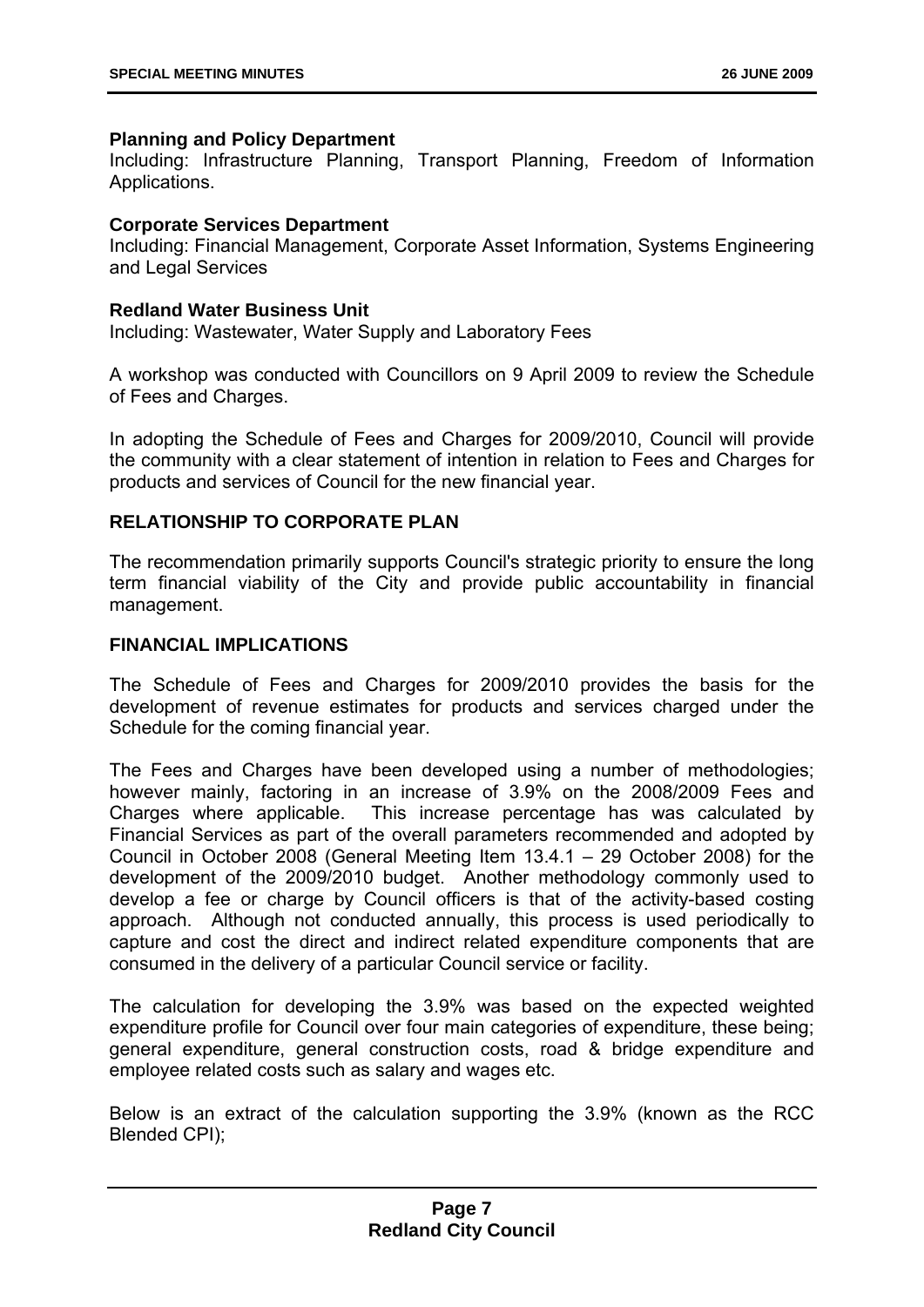**Planning and Policy Department**
Including: Infrastructure Planning, Transport Planning, Freedom of Information Applications.

**Corporate Services Department**
Including: Financial Management, Corporate Asset Information, Systems Engineering and Legal Services

**Redland Water Business Unit**
Including: Wastewater, Water Supply and Laboratory Fees

A workshop was conducted with Councillors on 9 April 2009 to review the Schedule of Fees and Charges.

In adopting the Schedule of Fees and Charges for 2009/2010, Council will provide the community with a clear statement of intention in relation to Fees and Charges for products and services of Council for the new financial year.

## RELATIONSHIP TO CORPORATE PLAN

The recommendation primarily supports Council's strategic priority to ensure the long term financial viability of the City and provide public accountability in financial management.

## FINANCIAL IMPLICATIONS

The Schedule of Fees and Charges for 2009/2010 provides the basis for the development of revenue estimates for products and services charged under the Schedule for the coming financial year.

The Fees and Charges have been developed using a number of methodologies; however mainly, factoring in an increase of 3.9% on the 2008/2009 Fees and Charges where applicable. This increase percentage has was calculated by Financial Services as part of the overall parameters recommended and adopted by Council in October 2008 (General Meeting Item 13.4.1 – 29 October 2008) for the development of the 2009/2010 budget. Another methodology commonly used to develop a fee or charge by Council officers is that of the activity-based costing approach. Although not conducted annually, this process is used periodically to capture and cost the direct and indirect related expenditure components that are consumed in the delivery of a particular Council service or facility.

The calculation for developing the 3.9% was based on the expected weighted expenditure profile for Council over four main categories of expenditure, these being; general expenditure, general construction costs, road & bridge expenditure and employee related costs such as salary and wages etc.

Below is an extract of the calculation supporting the 3.9% (known as the RCC Blended CPI);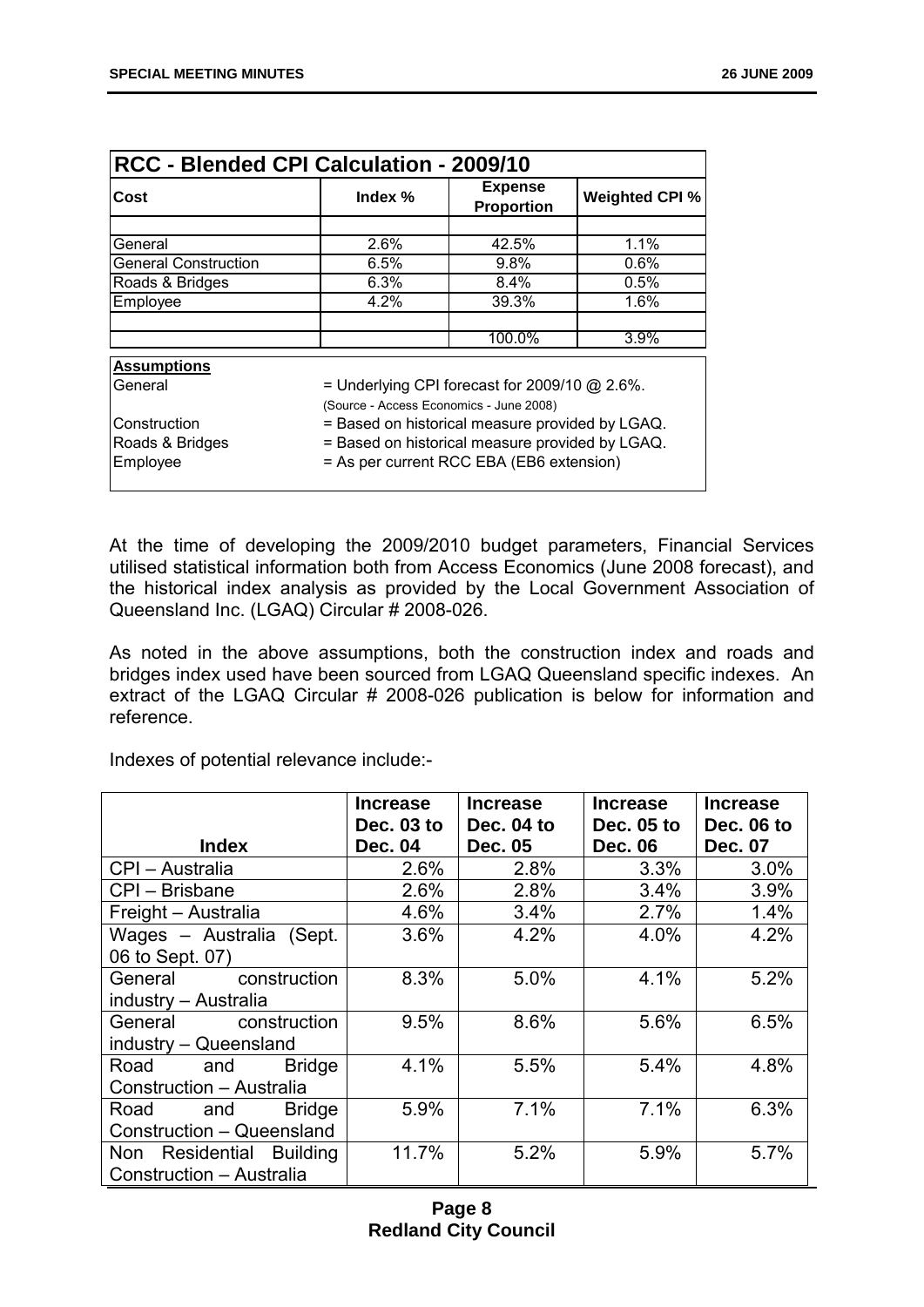**RCC - Blended CPI Calculation - 2009/10**

| Cost | Index % | Expense Proportion | Weighted CPI % |
|---|---|---|---|
| | | | |
| General | 2.6% | 42.5% | 1.1% |
| General Construction | 6.5% | 9.8% | 0.6% |
| Roads & Bridges | 6.3% | 8.4% | 0.5% |
| Employee | 4.2% | 39.3% | 1.6% |
| | | | |
| | | 100.0% | 3.9% |

**Assumptions**

| | |
|---|---|
| General | = Underlying CPI forecast for 2009/10 @ 2.6%. (Source - Access Economics - June 2008) |
| Construction | = Based on historical measure provided by LGAQ. |
| Roads & Bridges | = Based on historical measure provided by LGAQ. |
| Employee | = As per current RCC EBA (EB6 extension) |

At the time of developing the 2009/2010 budget parameters, Financial Services utilised statistical information both from Access Economics (June 2008 forecast), and the historical index analysis as provided by the Local Government Association of Queensland Inc. (LGAQ) Circular # 2008-026.

As noted in the above assumptions, both the construction index and roads and bridges index used have been sourced from LGAQ Queensland specific indexes. An extract of the LGAQ Circular # 2008-026 publication is below for information and reference.

Indexes of potential relevance include:-

| Index | Increase Dec. 03 to Dec. 04 | Increase Dec. 04 to Dec. 05 | Increase Dec. 05 to Dec. 06 | Increase Dec. 06 to Dec. 07 |
|---|---|---|---|---|
| CPI – Australia | 2.6% | 2.8% | 3.3% | 3.0% |
| CPI – Brisbane | 2.6% | 2.8% | 3.4% | 3.9% |
| Freight – Australia | 4.6% | 3.4% | 2.7% | 1.4% |
| Wages – Australia (Sept. 06 to Sept. 07) | 3.6% | 4.2% | 4.0% | 4.2% |
| General construction industry – Australia | 8.3% | 5.0% | 4.1% | 5.2% |
| General construction industry – Queensland | 9.5% | 8.6% | 5.6% | 6.5% |
| Road and Bridge Construction – Australia | 4.1% | 5.5% | 5.4% | 4.8% |
| Road and Bridge Construction – Queensland | 5.9% | 7.1% | 7.1% | 6.3% |
| Non Residential Building Construction – Australia | 11.7% | 5.2% | 5.9% | 5.7% |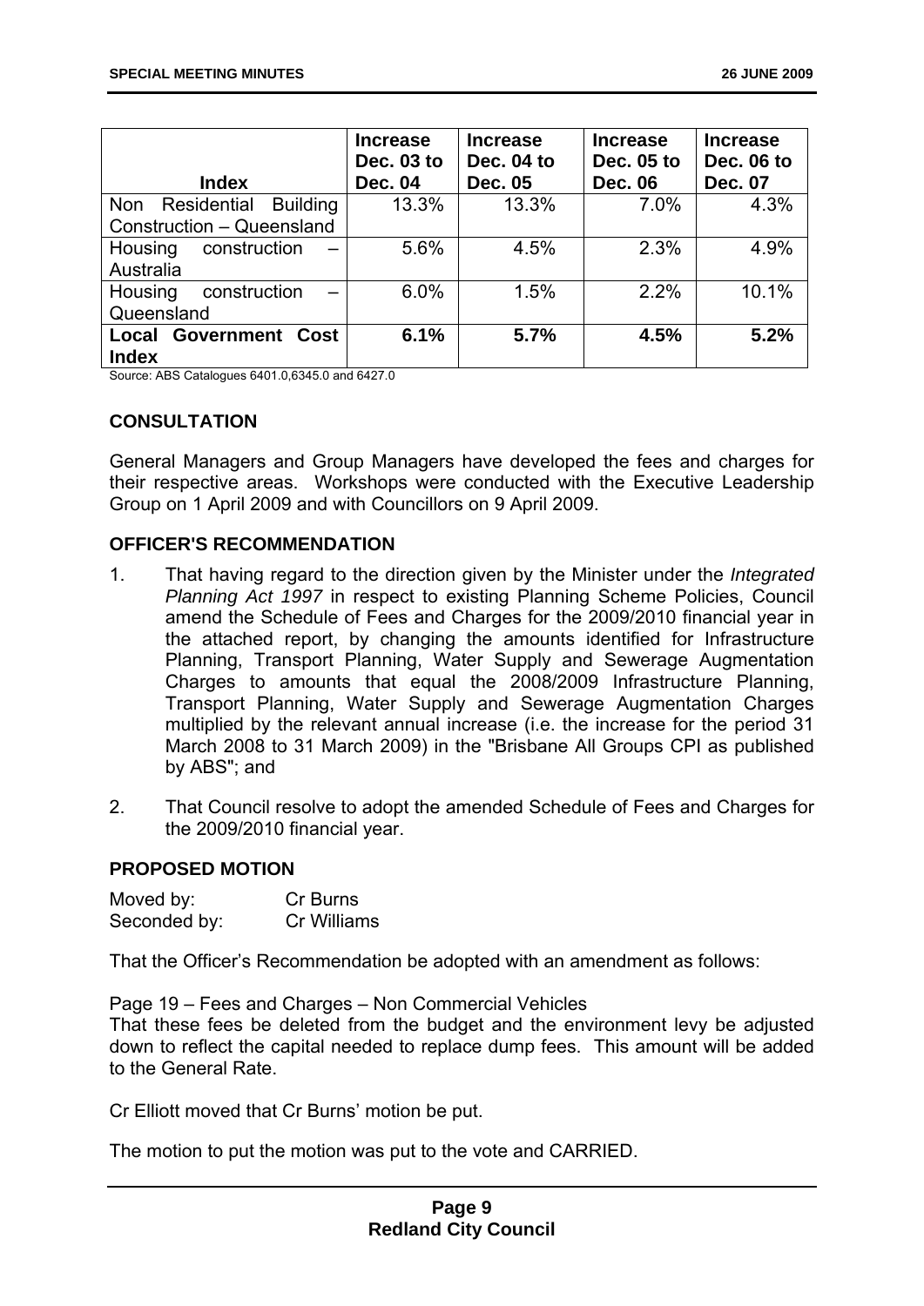| Index | Increase Dec. 03 to Dec. 04 | Increase Dec. 04 to Dec. 05 | Increase Dec. 05 to Dec. 06 | Increase Dec. 06 to Dec. 07 |
|---|---|---|---|---|
| Non Residential Building Construction – Queensland | 13.3% | 13.3% | 7.0% | 4.3% |
| Housing construction – Australia | 5.6% | 4.5% | 2.3% | 4.9% |
| Housing construction – Queensland | 6.0% | 1.5% | 2.2% | 10.1% |
| **Local Government Cost Index** | **6.1%** | **5.7%** | **4.5%** | **5.2%** |

Source: ABS Catalogues 6401.0,6345.0 and 6427.0

## CONSULTATION

General Managers and Group Managers have developed the fees and charges for their respective areas. Workshops were conducted with the Executive Leadership Group on 1 April 2009 and with Councillors on 9 April 2009.

## OFFICER'S RECOMMENDATION

1. That having regard to the direction given by the Minister under the *Integrated Planning Act 1997* in respect to existing Planning Scheme Policies, Council amend the Schedule of Fees and Charges for the 2009/2010 financial year in the attached report, by changing the amounts identified for Infrastructure Planning, Transport Planning, Water Supply and Sewerage Augmentation Charges to amounts that equal the 2008/2009 Infrastructure Planning, Transport Planning, Water Supply and Sewerage Augmentation Charges multiplied by the relevant annual increase (i.e. the increase for the period 31 March 2008 to 31 March 2009) in the "Brisbane All Groups CPI as published by ABS"; and

2. That Council resolve to adopt the amended Schedule of Fees and Charges for the 2009/2010 financial year.

## PROPOSED MOTION

Moved by: Cr Burns
Seconded by: Cr Williams

That the Officer's Recommendation be adopted with an amendment as follows:

Page 19 – Fees and Charges – Non Commercial Vehicles
That these fees be deleted from the budget and the environment levy be adjusted down to reflect the capital needed to replace dump fees. This amount will be added to the General Rate.

Cr Elliott moved that Cr Burns' motion be put.

The motion to put the motion was put to the vote and CARRIED.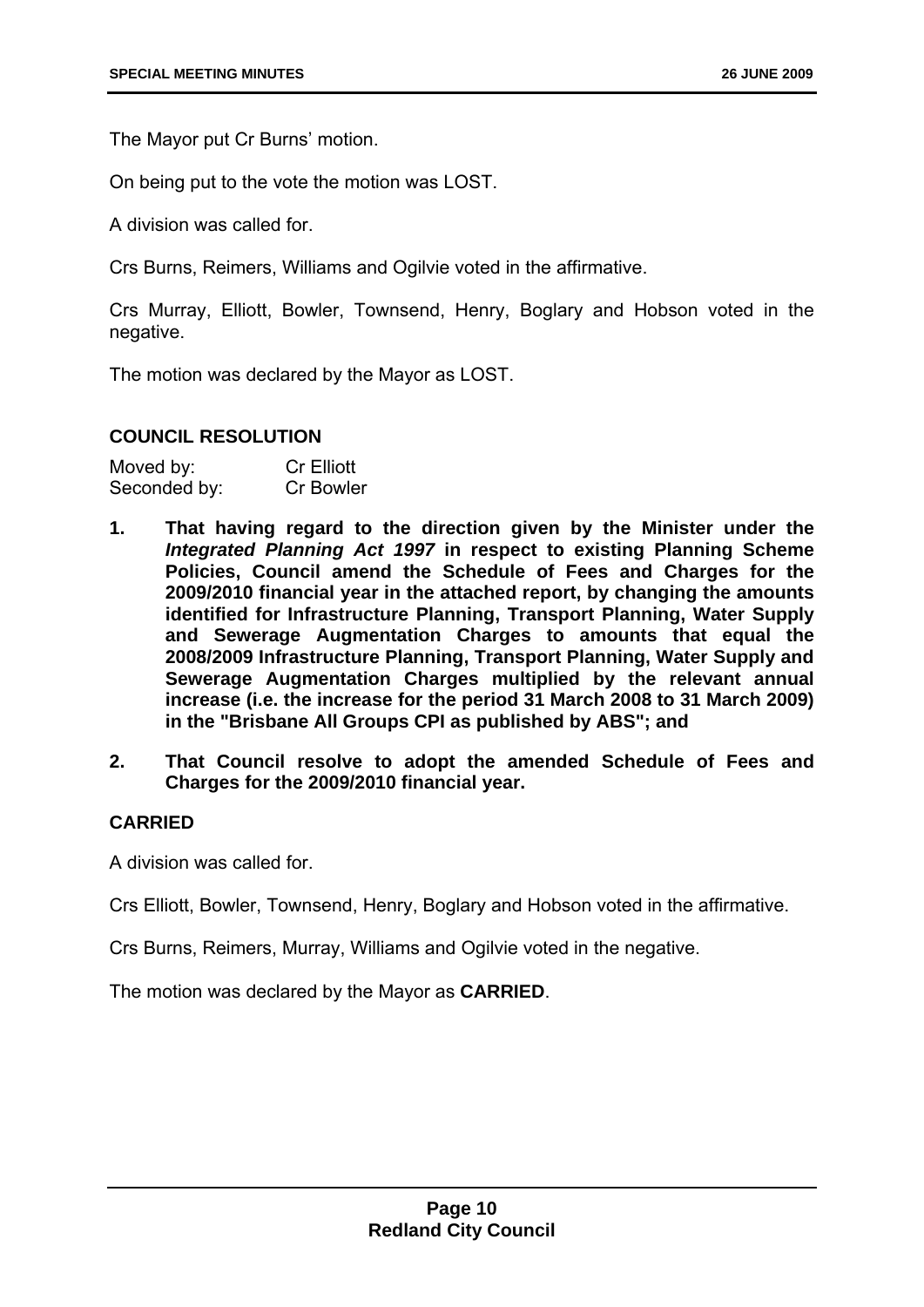The Mayor put Cr Burns' motion.

On being put to the vote the motion was LOST.

A division was called for.

Crs Burns, Reimers, Williams and Ogilvie voted in the affirmative.

Crs Murray, Elliott, Bowler, Townsend, Henry, Boglary and Hobson voted in the negative.

The motion was declared by the Mayor as LOST.

**COUNCIL RESOLUTION**

Moved by: Cr Elliott
Seconded by: Cr Bowler

1. **That having regard to the direction given by the Minister under the *Integrated Planning Act 1997* in respect to existing Planning Scheme Policies, Council amend the Schedule of Fees and Charges for the 2009/2010 financial year in the attached report, by changing the amounts identified for Infrastructure Planning, Transport Planning, Water Supply and Sewerage Augmentation Charges to amounts that equal the 2008/2009 Infrastructure Planning, Transport Planning, Water Supply and Sewerage Augmentation Charges multiplied by the relevant annual increase (i.e. the increase for the period 31 March 2008 to 31 March 2009) in the "Brisbane All Groups CPI as published by ABS"; and**

2. **That Council resolve to adopt the amended Schedule of Fees and Charges for the 2009/2010 financial year.**

**CARRIED**

A division was called for.

Crs Elliott, Bowler, Townsend, Henry, Boglary and Hobson voted in the affirmative.

Crs Burns, Reimers, Murray, Williams and Ogilvie voted in the negative.

The motion was declared by the Mayor as **CARRIED**.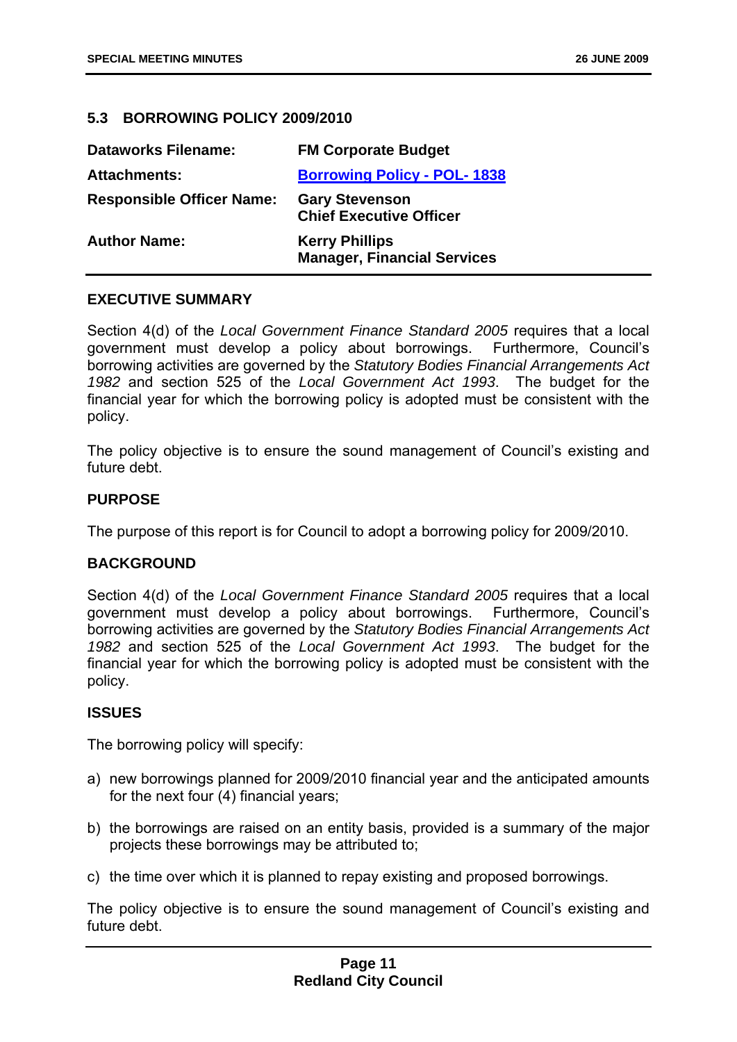## 5.3 BORROWING POLICY 2009/2010

| | |
|---|---|
| **Dataworks Filename:** | **FM Corporate Budget** |
| **Attachments:** | **Borrowing Policy - POL- 1838** |
| **Responsible Officer Name:** | **Gary Stevenson**<br>**Chief Executive Officer** |
| **Author Name:** | **Kerry Phillips**<br>**Manager, Financial Services** |

### EXECUTIVE SUMMARY

Section 4(d) of the *Local Government Finance Standard 2005* requires that a local government must develop a policy about borrowings. Furthermore, Council's borrowing activities are governed by the *Statutory Bodies Financial Arrangements Act 1982* and section 525 of the *Local Government Act 1993*. The budget for the financial year for which the borrowing policy is adopted must be consistent with the policy.

The policy objective is to ensure the sound management of Council's existing and future debt.

### PURPOSE

The purpose of this report is for Council to adopt a borrowing policy for 2009/2010.

### BACKGROUND

Section 4(d) of the *Local Government Finance Standard 2005* requires that a local government must develop a policy about borrowings. Furthermore, Council's borrowing activities are governed by the *Statutory Bodies Financial Arrangements Act 1982* and section 525 of the *Local Government Act 1993*. The budget for the financial year for which the borrowing policy is adopted must be consistent with the policy.

### ISSUES

The borrowing policy will specify:

a) new borrowings planned for 2009/2010 financial year and the anticipated amounts for the next four (4) financial years;

b) the borrowings are raised on an entity basis, provided is a summary of the major projects these borrowings may be attributed to;

c) the time over which it is planned to repay existing and proposed borrowings.

The policy objective is to ensure the sound management of Council's existing and future debt.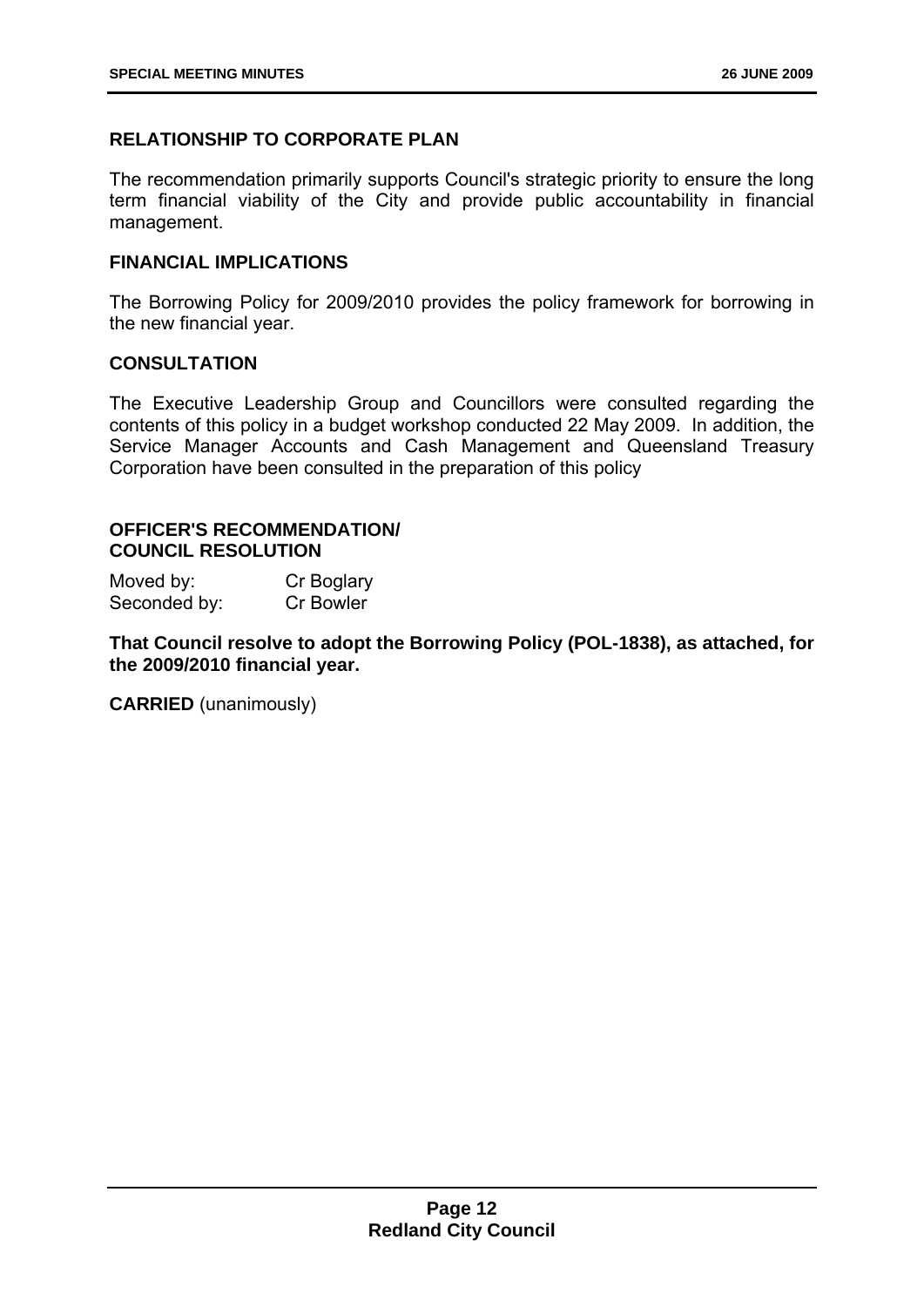## RELATIONSHIP TO CORPORATE PLAN

The recommendation primarily supports Council's strategic priority to ensure the long term financial viability of the City and provide public accountability in financial management.

## FINANCIAL IMPLICATIONS

The Borrowing Policy for 2009/2010 provides the policy framework for borrowing in the new financial year.

## CONSULTATION

The Executive Leadership Group and Councillors were consulted regarding the contents of this policy in a budget workshop conducted 22 May 2009. In addition, the Service Manager Accounts and Cash Management and Queensland Treasury Corporation have been consulted in the preparation of this policy

## OFFICER'S RECOMMENDATION/ COUNCIL RESOLUTION

Moved by: Cr Boglary
Seconded by: Cr Bowler

**That Council resolve to adopt the Borrowing Policy (POL-1838), as attached, for the 2009/2010 financial year.**

**CARRIED** (unanimously)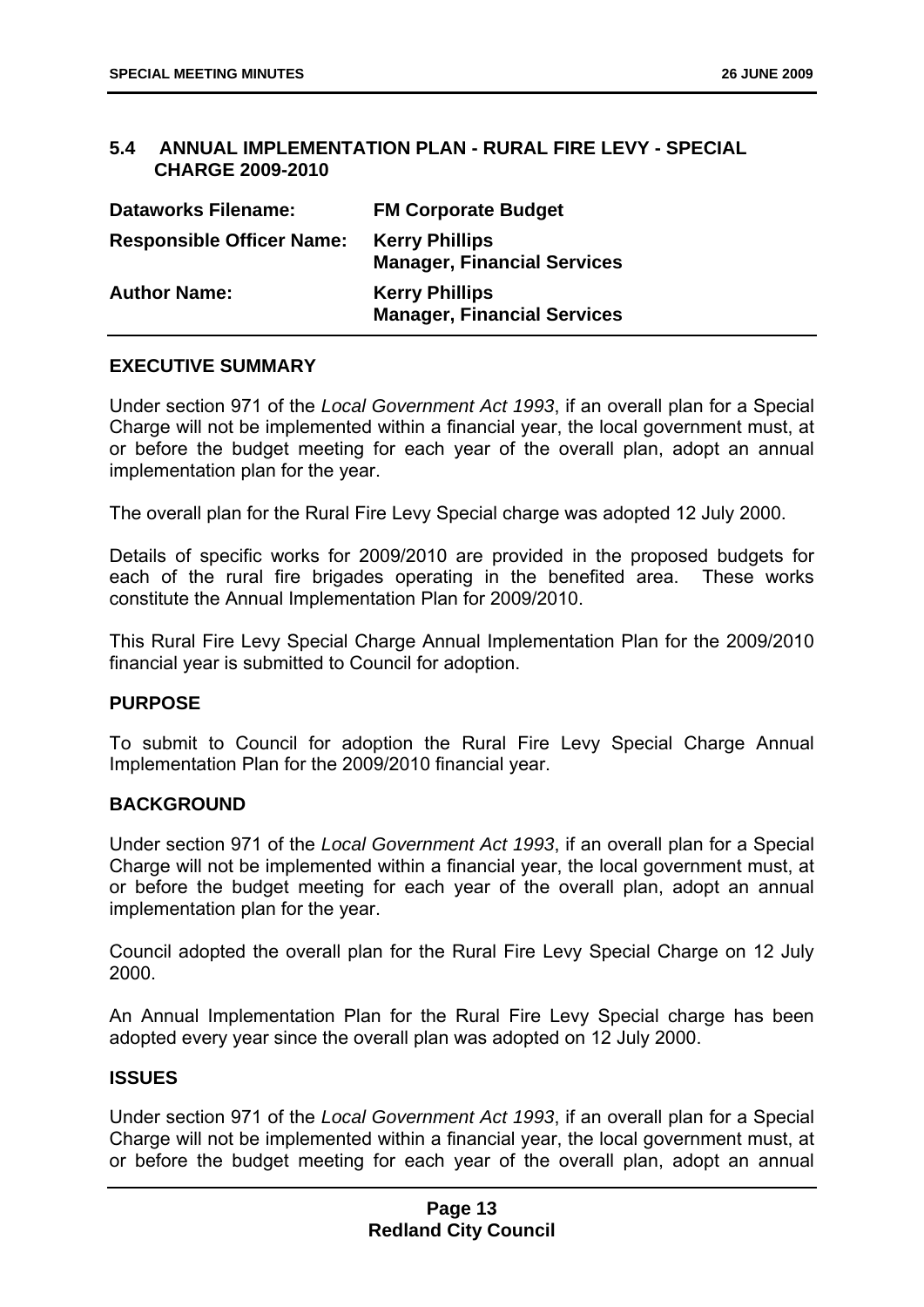## 5.4 ANNUAL IMPLEMENTATION PLAN - RURAL FIRE LEVY - SPECIAL CHARGE 2009-2010

| | |
|---|---|
| **Dataworks Filename:** | **FM Corporate Budget** |
| **Responsible Officer Name:** | **Kerry Phillips**<br>**Manager, Financial Services** |
| **Author Name:** | **Kerry Phillips**<br>**Manager, Financial Services** |

### EXECUTIVE SUMMARY

Under section 971 of the *Local Government Act 1993*, if an overall plan for a Special Charge will not be implemented within a financial year, the local government must, at or before the budget meeting for each year of the overall plan, adopt an annual implementation plan for the year.

The overall plan for the Rural Fire Levy Special charge was adopted 12 July 2000.

Details of specific works for 2009/2010 are provided in the proposed budgets for each of the rural fire brigades operating in the benefited area. These works constitute the Annual Implementation Plan for 2009/2010.

This Rural Fire Levy Special Charge Annual Implementation Plan for the 2009/2010 financial year is submitted to Council for adoption.

### PURPOSE

To submit to Council for adoption the Rural Fire Levy Special Charge Annual Implementation Plan for the 2009/2010 financial year.

### BACKGROUND

Under section 971 of the *Local Government Act 1993*, if an overall plan for a Special Charge will not be implemented within a financial year, the local government must, at or before the budget meeting for each year of the overall plan, adopt an annual implementation plan for the year.

Council adopted the overall plan for the Rural Fire Levy Special Charge on 12 July 2000.

An Annual Implementation Plan for the Rural Fire Levy Special charge has been adopted every year since the overall plan was adopted on 12 July 2000.

### ISSUES

Under section 971 of the *Local Government Act 1993*, if an overall plan for a Special Charge will not be implemented within a financial year, the local government must, at or before the budget meeting for each year of the overall plan, adopt an annual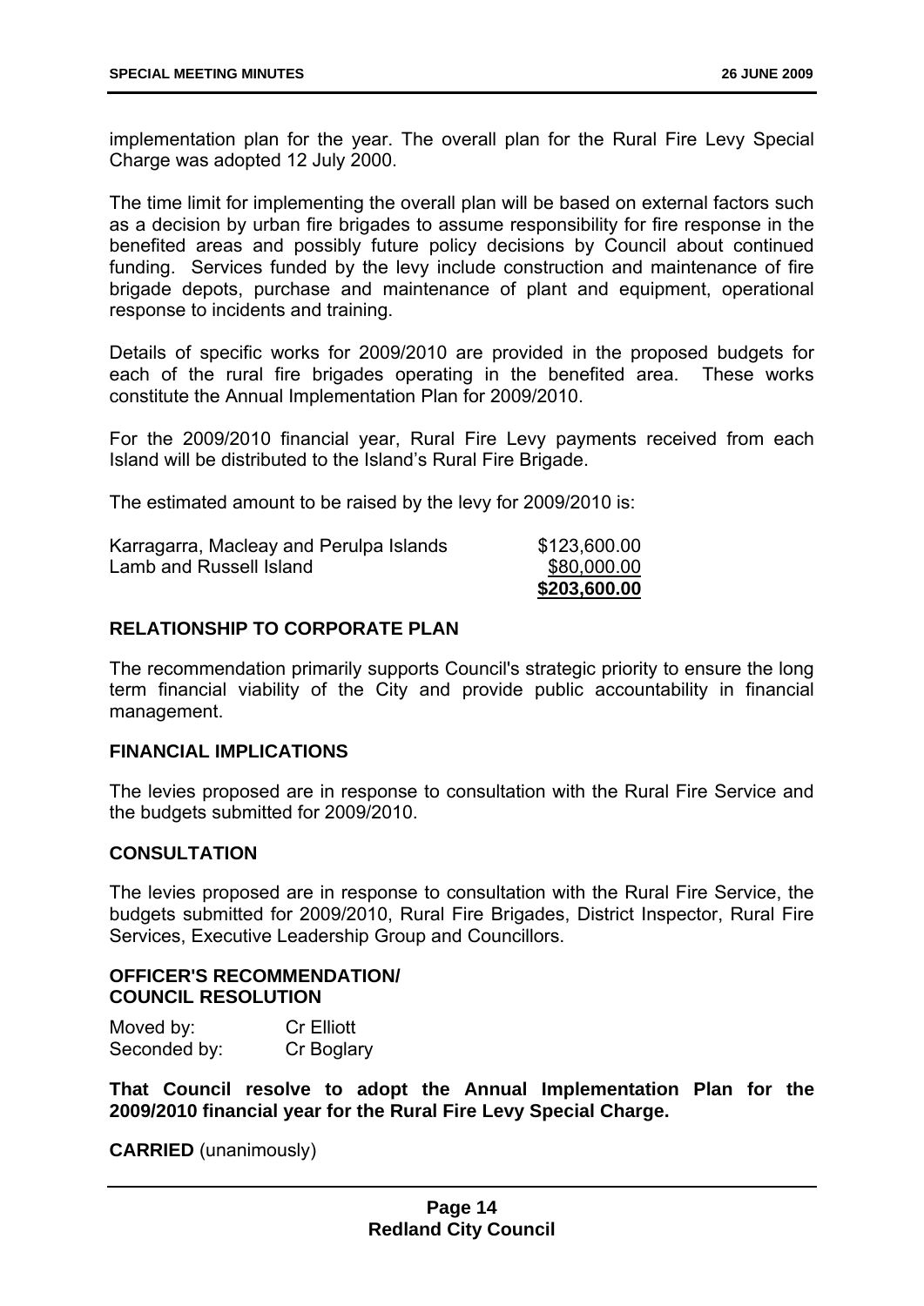implementation plan for the year. The overall plan for the Rural Fire Levy Special Charge was adopted 12 July 2000.

The time limit for implementing the overall plan will be based on external factors such as a decision by urban fire brigades to assume responsibility for fire response in the benefited areas and possibly future policy decisions by Council about continued funding. Services funded by the levy include construction and maintenance of fire brigade depots, purchase and maintenance of plant and equipment, operational response to incidents and training.

Details of specific works for 2009/2010 are provided in the proposed budgets for each of the rural fire brigades operating in the benefited area. These works constitute the Annual Implementation Plan for 2009/2010.

For the 2009/2010 financial year, Rural Fire Levy payments received from each Island will be distributed to the Island's Rural Fire Brigade.

The estimated amount to be raised by the levy for 2009/2010 is:

| | |
|---|---|
| Karragarra, Macleay and Perulpa Islands | $123,600.00 |
| Lamb and Russell Island | $80,000.00 |
| | **$203,600.00** |

### RELATIONSHIP TO CORPORATE PLAN

The recommendation primarily supports Council's strategic priority to ensure the long term financial viability of the City and provide public accountability in financial management.

### FINANCIAL IMPLICATIONS

The levies proposed are in response to consultation with the Rural Fire Service and the budgets submitted for 2009/2010.

### CONSULTATION

The levies proposed are in response to consultation with the Rural Fire Service, the budgets submitted for 2009/2010, Rural Fire Brigades, District Inspector, Rural Fire Services, Executive Leadership Group and Councillors.

### OFFICER'S RECOMMENDATION/ COUNCIL RESOLUTION

Moved by: Cr Elliott
Seconded by: Cr Boglary

**That Council resolve to adopt the Annual Implementation Plan for the 2009/2010 financial year for the Rural Fire Levy Special Charge.**

**CARRIED** (unanimously)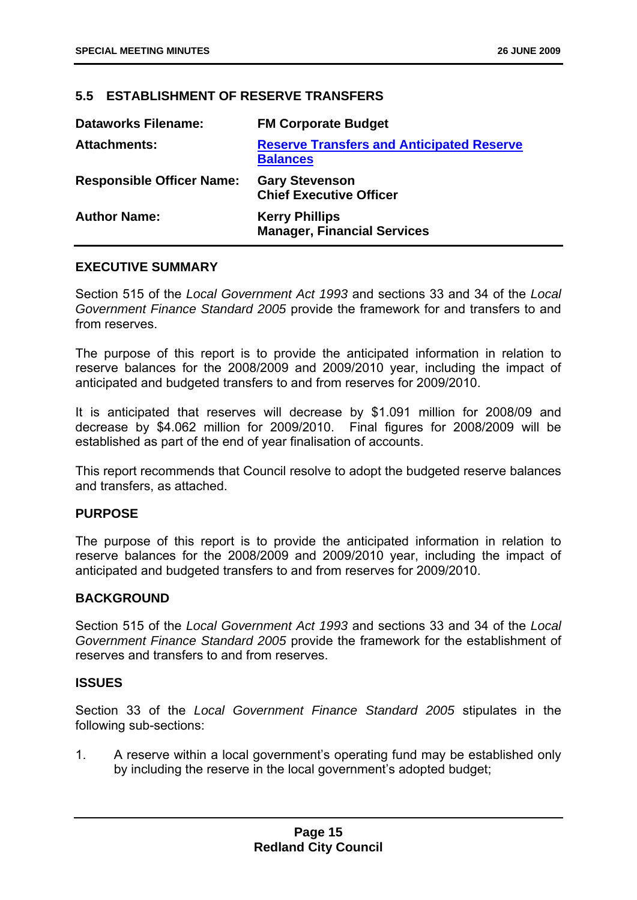## 5.5 ESTABLISHMENT OF RESERVE TRANSFERS

| | |
|---|---|
| **Dataworks Filename:** | **FM Corporate Budget** |
| **Attachments:** | **Reserve Transfers and Anticipated Reserve Balances** |
| **Responsible Officer Name:** | **Gary Stevenson**<br>**Chief Executive Officer** |
| **Author Name:** | **Kerry Phillips**<br>**Manager, Financial Services** |

### EXECUTIVE SUMMARY

Section 515 of the *Local Government Act 1993* and sections 33 and 34 of the *Local Government Finance Standard 2005* provide the framework for and transfers to and from reserves.

The purpose of this report is to provide the anticipated information in relation to reserve balances for the 2008/2009 and 2009/2010 year, including the impact of anticipated and budgeted transfers to and from reserves for 2009/2010.

It is anticipated that reserves will decrease by $1.091 million for 2008/09 and decrease by $4.062 million for 2009/2010. Final figures for 2008/2009 will be established as part of the end of year finalisation of accounts.

This report recommends that Council resolve to adopt the budgeted reserve balances and transfers, as attached.

### PURPOSE

The purpose of this report is to provide the anticipated information in relation to reserve balances for the 2008/2009 and 2009/2010 year, including the impact of anticipated and budgeted transfers to and from reserves for 2009/2010.

### BACKGROUND

Section 515 of the *Local Government Act 1993* and sections 33 and 34 of the *Local Government Finance Standard 2005* provide the framework for the establishment of reserves and transfers to and from reserves.

### ISSUES

Section 33 of the *Local Government Finance Standard 2005* stipulates in the following sub-sections:

1. A reserve within a local government's operating fund may be established only by including the reserve in the local government's adopted budget;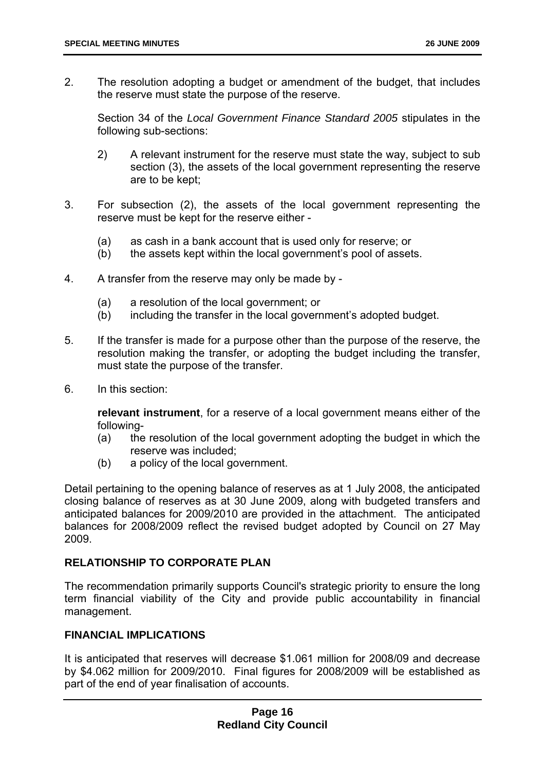2. The resolution adopting a budget or amendment of the budget, that includes the reserve must state the purpose of the reserve.

   Section 34 of the *Local Government Finance Standard 2005* stipulates in the following sub-sections:

   2) A relevant instrument for the reserve must state the way, subject to sub section (3), the assets of the local government representing the reserve are to be kept;

3. For subsection (2), the assets of the local government representing the reserve must be kept for the reserve either -

   (a) as cash in a bank account that is used only for reserve; or
   (b) the assets kept within the local government's pool of assets.

4. A transfer from the reserve may only be made by -

   (a) a resolution of the local government; or
   (b) including the transfer in the local government's adopted budget.

5. If the transfer is made for a purpose other than the purpose of the reserve, the resolution making the transfer, or adopting the budget including the transfer, must state the purpose of the transfer.

6. In this section:

   **relevant instrument**, for a reserve of a local government means either of the following-
   (a) the resolution of the local government adopting the budget in which the reserve was included;
   (b) a policy of the local government.

Detail pertaining to the opening balance of reserves as at 1 July 2008, the anticipated closing balance of reserves as at 30 June 2009, along with budgeted transfers and anticipated balances for 2009/2010 are provided in the attachment. The anticipated balances for 2008/2009 reflect the revised budget adopted by Council on 27 May 2009.

## RELATIONSHIP TO CORPORATE PLAN

The recommendation primarily supports Council's strategic priority to ensure the long term financial viability of the City and provide public accountability in financial management.

## FINANCIAL IMPLICATIONS

It is anticipated that reserves will decrease $1.061 million for 2008/09 and decrease by $4.062 million for 2009/2010. Final figures for 2008/2009 will be established as part of the end of year finalisation of accounts.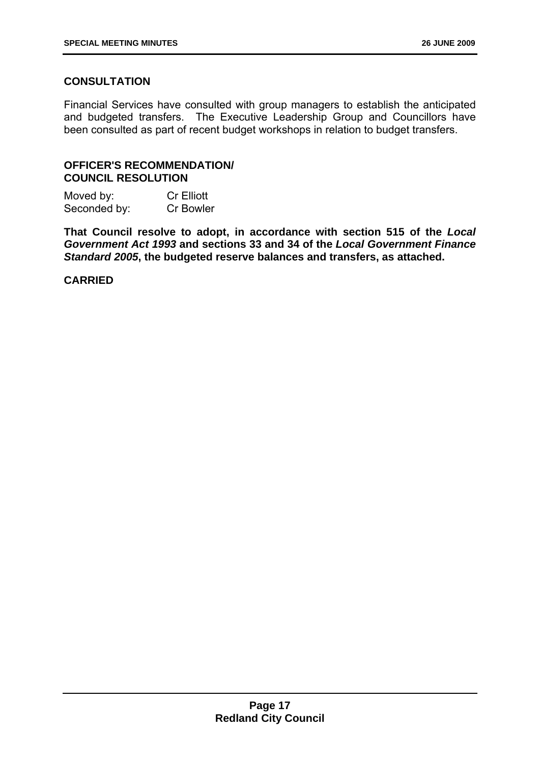## CONSULTATION

Financial Services have consulted with group managers to establish the anticipated and budgeted transfers. The Executive Leadership Group and Councillors have been consulted as part of recent budget workshops in relation to budget transfers.

## OFFICER'S RECOMMENDATION/ COUNCIL RESOLUTION

Moved by: Cr Elliott
Seconded by: Cr Bowler

**That Council resolve to adopt, in accordance with section 515 of the *Local Government Act 1993* and sections 33 and 34 of the *Local Government Finance Standard 2005*, the budgeted reserve balances and transfers, as attached.**

**CARRIED**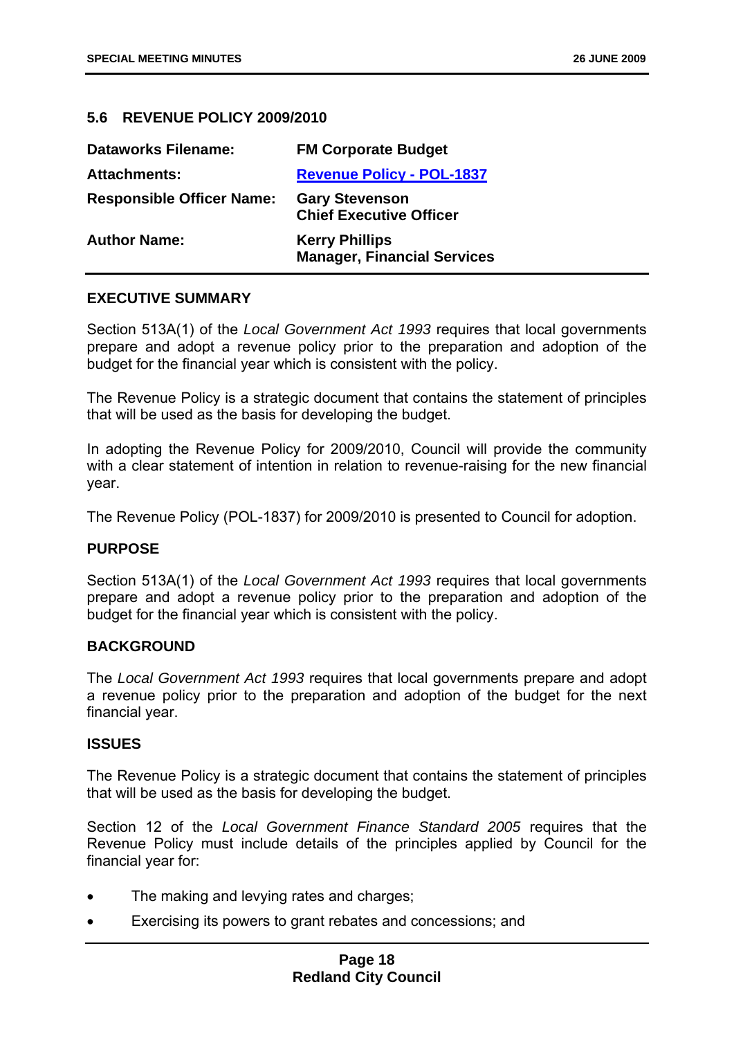## 5.6 REVENUE POLICY 2009/2010

| | |
|---|---|
| **Dataworks Filename:** | **FM Corporate Budget** |
| **Attachments:** | **Revenue Policy - POL-1837** |
| **Responsible Officer Name:** | **Gary Stevenson**<br>**Chief Executive Officer** |
| **Author Name:** | **Kerry Phillips**<br>**Manager, Financial Services** |

### EXECUTIVE SUMMARY

Section 513A(1) of the *Local Government Act 1993* requires that local governments prepare and adopt a revenue policy prior to the preparation and adoption of the budget for the financial year which is consistent with the policy.

The Revenue Policy is a strategic document that contains the statement of principles that will be used as the basis for developing the budget.

In adopting the Revenue Policy for 2009/2010, Council will provide the community with a clear statement of intention in relation to revenue-raising for the new financial year.

The Revenue Policy (POL-1837) for 2009/2010 is presented to Council for adoption.

### PURPOSE

Section 513A(1) of the *Local Government Act 1993* requires that local governments prepare and adopt a revenue policy prior to the preparation and adoption of the budget for the financial year which is consistent with the policy.

### BACKGROUND

The *Local Government Act 1993* requires that local governments prepare and adopt a revenue policy prior to the preparation and adoption of the budget for the next financial year.

### ISSUES

The Revenue Policy is a strategic document that contains the statement of principles that will be used as the basis for developing the budget.

Section 12 of the *Local Government Finance Standard 2005* requires that the Revenue Policy must include details of the principles applied by Council for the financial year for:

- The making and levying rates and charges;
- Exercising its powers to grant rebates and concessions; and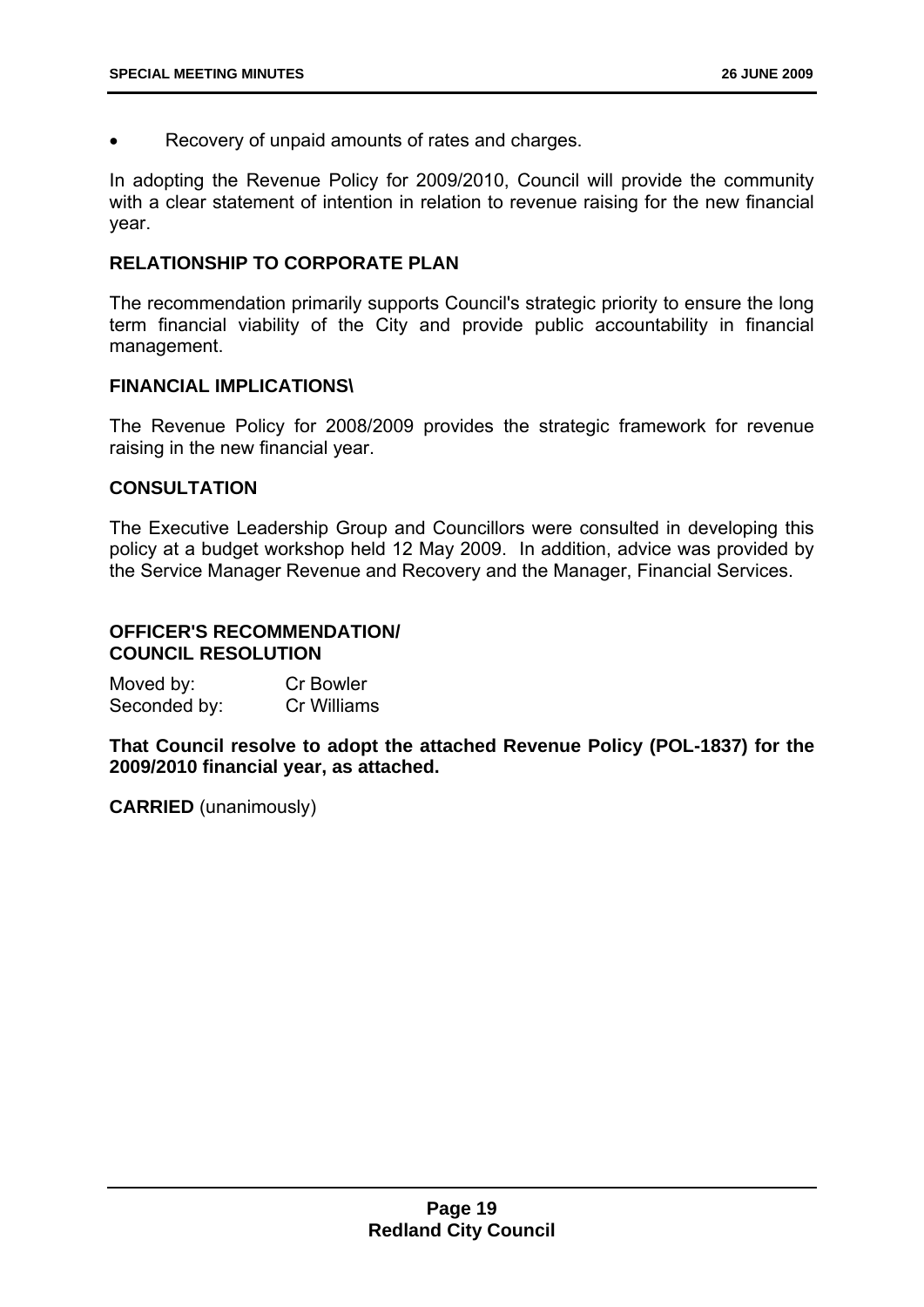- Recovery of unpaid amounts of rates and charges.

In adopting the Revenue Policy for 2009/2010, Council will provide the community with a clear statement of intention in relation to revenue raising for the new financial year.

**RELATIONSHIP TO CORPORATE PLAN**

The recommendation primarily supports Council's strategic priority to ensure the long term financial viability of the City and provide public accountability in financial management.

**FINANCIAL IMPLICATIONS\**

The Revenue Policy for 2008/2009 provides the strategic framework for revenue raising in the new financial year.

**CONSULTATION**

The Executive Leadership Group and Councillors were consulted in developing this policy at a budget workshop held 12 May 2009. In addition, advice was provided by the Service Manager Revenue and Recovery and the Manager, Financial Services.

**OFFICER'S RECOMMENDATION/**
**COUNCIL RESOLUTION**

Moved by: Cr Bowler
Seconded by: Cr Williams

**That Council resolve to adopt the attached Revenue Policy (POL-1837) for the 2009/2010 financial year, as attached.**

**CARRIED** (unanimously)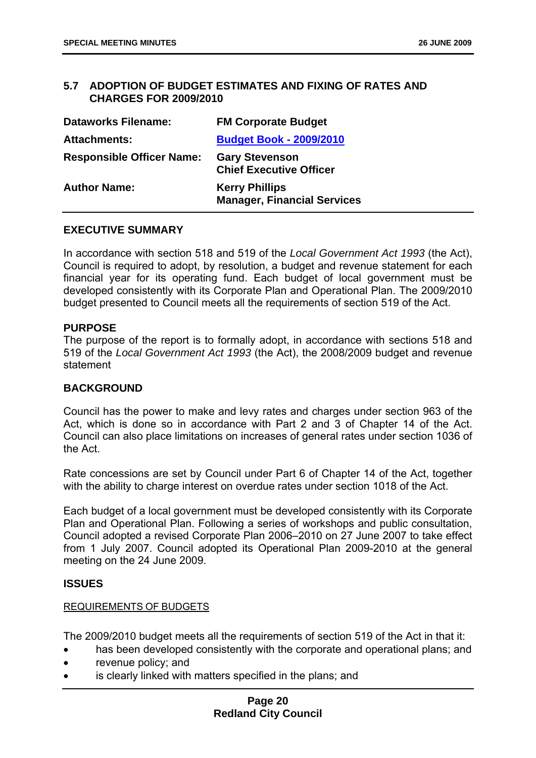## 5.7 ADOPTION OF BUDGET ESTIMATES AND FIXING OF RATES AND CHARGES FOR 2009/2010

| | |
|---|---|
| **Dataworks Filename:** | **FM Corporate Budget** |
| **Attachments:** | **Budget Book - 2009/2010** |
| **Responsible Officer Name:** | **Gary Stevenson**<br>**Chief Executive Officer** |
| **Author Name:** | **Kerry Phillips**<br>**Manager, Financial Services** |

### EXECUTIVE SUMMARY

In accordance with section 518 and 519 of the *Local Government Act 1993* (the Act), Council is required to adopt, by resolution, a budget and revenue statement for each financial year for its operating fund. Each budget of local government must be developed consistently with its Corporate Plan and Operational Plan. The 2009/2010 budget presented to Council meets all the requirements of section 519 of the Act.

### PURPOSE

The purpose of the report is to formally adopt, in accordance with sections 518 and 519 of the *Local Government Act 1993* (the Act), the 2008/2009 budget and revenue statement

### BACKGROUND

Council has the power to make and levy rates and charges under section 963 of the Act, which is done so in accordance with Part 2 and 3 of Chapter 14 of the Act. Council can also place limitations on increases of general rates under section 1036 of the Act.

Rate concessions are set by Council under Part 6 of Chapter 14 of the Act, together with the ability to charge interest on overdue rates under section 1018 of the Act.

Each budget of a local government must be developed consistently with its Corporate Plan and Operational Plan. Following a series of workshops and public consultation, Council adopted a revised Corporate Plan 2006–2010 on 27 June 2007 to take effect from 1 July 2007. Council adopted its Operational Plan 2009-2010 at the general meeting on the 24 June 2009.

### ISSUES

REQUIREMENTS OF BUDGETS

The 2009/2010 budget meets all the requirements of section 519 of the Act in that it:

- has been developed consistently with the corporate and operational plans; and
- revenue policy; and
- is clearly linked with matters specified in the plans; and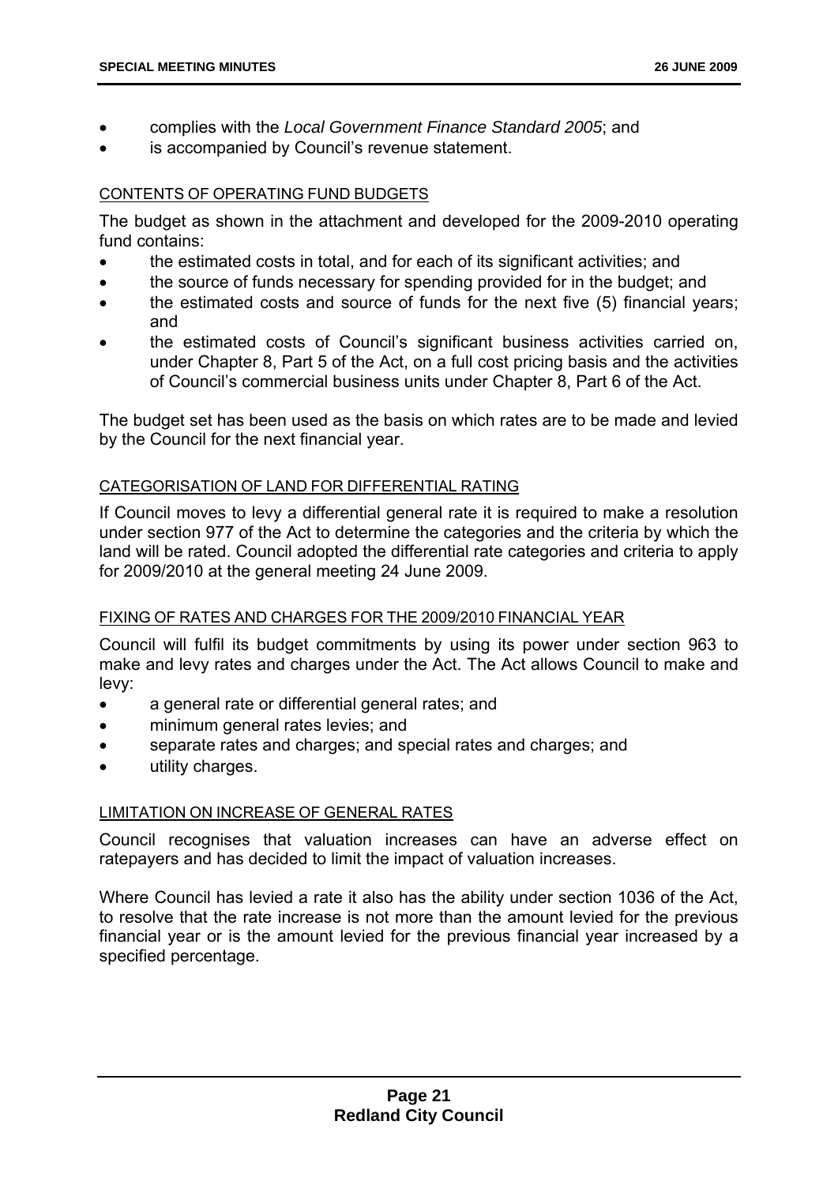- complies with the *Local Government Finance Standard 2005*; and
- is accompanied by Council's revenue statement.

CONTENTS OF OPERATING FUND BUDGETS

The budget as shown in the attachment and developed for the 2009-2010 operating fund contains:

- the estimated costs in total, and for each of its significant activities; and
- the source of funds necessary for spending provided for in the budget; and
- the estimated costs and source of funds for the next five (5) financial years; and
- the estimated costs of Council's significant business activities carried on, under Chapter 8, Part 5 of the Act, on a full cost pricing basis and the activities of Council's commercial business units under Chapter 8, Part 6 of the Act.

The budget set has been used as the basis on which rates are to be made and levied by the Council for the next financial year.

CATEGORISATION OF LAND FOR DIFFERENTIAL RATING

If Council moves to levy a differential general rate it is required to make a resolution under section 977 of the Act to determine the categories and the criteria by which the land will be rated. Council adopted the differential rate categories and criteria to apply for 2009/2010 at the general meeting 24 June 2009.

FIXING OF RATES AND CHARGES FOR THE 2009/2010 FINANCIAL YEAR

Council will fulfil its budget commitments by using its power under section 963 to make and levy rates and charges under the Act. The Act allows Council to make and levy:

- a general rate or differential general rates; and
- minimum general rates levies; and
- separate rates and charges; and special rates and charges; and
- utility charges.

LIMITATION ON INCREASE OF GENERAL RATES

Council recognises that valuation increases can have an adverse effect on ratepayers and has decided to limit the impact of valuation increases.

Where Council has levied a rate it also has the ability under section 1036 of the Act, to resolve that the rate increase is not more than the amount levied for the previous financial year or is the amount levied for the previous financial year increased by a specified percentage.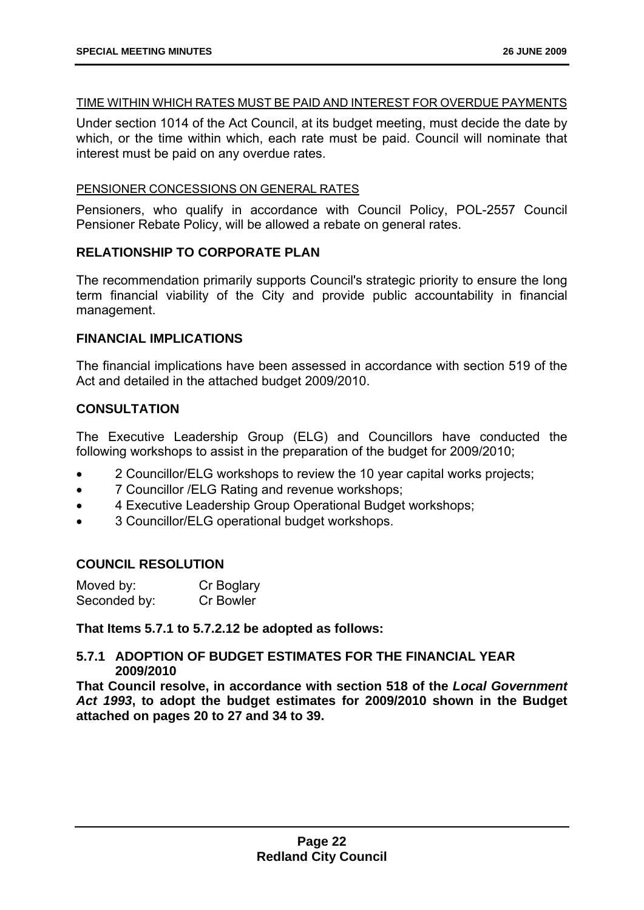TIME WITHIN WHICH RATES MUST BE PAID AND INTEREST FOR OVERDUE PAYMENTS

Under section 1014 of the Act Council, at its budget meeting, must decide the date by which, or the time within which, each rate must be paid. Council will nominate that interest must be paid on any overdue rates.

PENSIONER CONCESSIONS ON GENERAL RATES

Pensioners, who qualify in accordance with Council Policy, POL-2557 Council Pensioner Rebate Policy, will be allowed a rebate on general rates.

### RELATIONSHIP TO CORPORATE PLAN

The recommendation primarily supports Council's strategic priority to ensure the long term financial viability of the City and provide public accountability in financial management.

### FINANCIAL IMPLICATIONS

The financial implications have been assessed in accordance with section 519 of the Act and detailed in the attached budget 2009/2010.

### CONSULTATION

The Executive Leadership Group (ELG) and Councillors have conducted the following workshops to assist in the preparation of the budget for 2009/2010;

- 2 Councillor/ELG workshops to review the 10 year capital works projects;
- 7 Councillor /ELG Rating and revenue workshops;
- 4 Executive Leadership Group Operational Budget workshops;
- 3 Councillor/ELG operational budget workshops.

### COUNCIL RESOLUTION

Moved by: Cr Boglary
Seconded by: Cr Bowler

**That Items 5.7.1 to 5.7.2.12 be adopted as follows:**

**5.7.1 ADOPTION OF BUDGET ESTIMATES FOR THE FINANCIAL YEAR 2009/2010**

**That Council resolve, in accordance with section 518 of the *Local Government Act 1993*, to adopt the budget estimates for 2009/2010 shown in the Budget attached on pages 20 to 27 and 34 to 39.**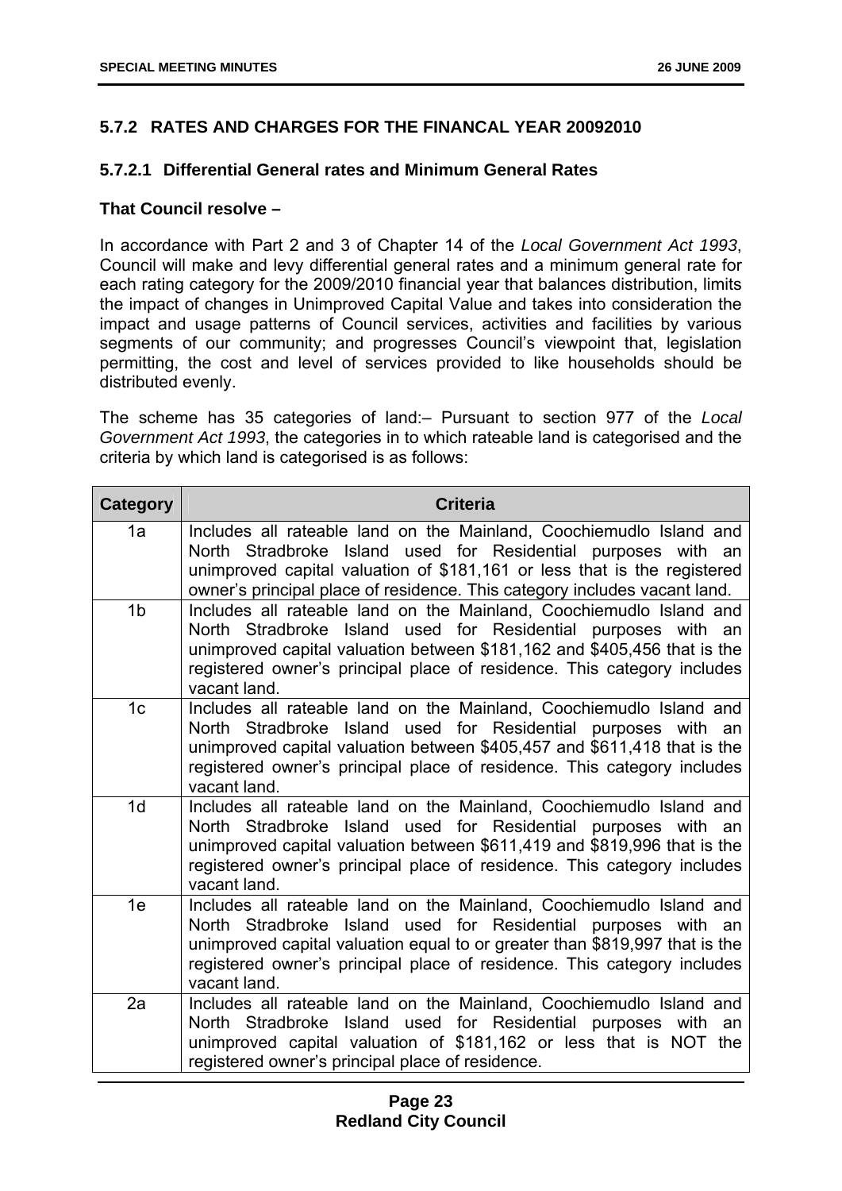### 5.7.2 RATES AND CHARGES FOR THE FINANCAL YEAR 20092010

#### 5.7.2.1 Differential General rates and Minimum General Rates

**That Council resolve –**

In accordance with Part 2 and 3 of Chapter 14 of the *Local Government Act 1993*, Council will make and levy differential general rates and a minimum general rate for each rating category for the 2009/2010 financial year that balances distribution, limits the impact of changes in Unimproved Capital Value and takes into consideration the impact and usage patterns of Council services, activities and facilities by various segments of our community; and progresses Council's viewpoint that, legislation permitting, the cost and level of services provided to like households should be distributed evenly.

The scheme has 35 categories of land:– Pursuant to section 977 of the *Local Government Act 1993*, the categories in to which rateable land is categorised and the criteria by which land is categorised is as follows:

| Category | Criteria |
|---|---|
| 1a | Includes all rateable land on the Mainland, Coochiemudlo Island and North Stradbroke Island used for Residential purposes with an unimproved capital valuation of $181,161 or less that is the registered owner's principal place of residence. This category includes vacant land. |
| 1b | Includes all rateable land on the Mainland, Coochiemudlo Island and North Stradbroke Island used for Residential purposes with an unimproved capital valuation between $181,162 and $405,456 that is the registered owner's principal place of residence. This category includes vacant land. |
| 1c | Includes all rateable land on the Mainland, Coochiemudlo Island and North Stradbroke Island used for Residential purposes with an unimproved capital valuation between $405,457 and $611,418 that is the registered owner's principal place of residence. This category includes vacant land. |
| 1d | Includes all rateable land on the Mainland, Coochiemudlo Island and North Stradbroke Island used for Residential purposes with an unimproved capital valuation between $611,419 and $819,996 that is the registered owner's principal place of residence. This category includes vacant land. |
| 1e | Includes all rateable land on the Mainland, Coochiemudlo Island and North Stradbroke Island used for Residential purposes with an unimproved capital valuation equal to or greater than $819,997 that is the registered owner's principal place of residence. This category includes vacant land. |
| 2a | Includes all rateable land on the Mainland, Coochiemudlo Island and North Stradbroke Island used for Residential purposes with an unimproved capital valuation of $181,162 or less that is NOT the registered owner's principal place of residence. |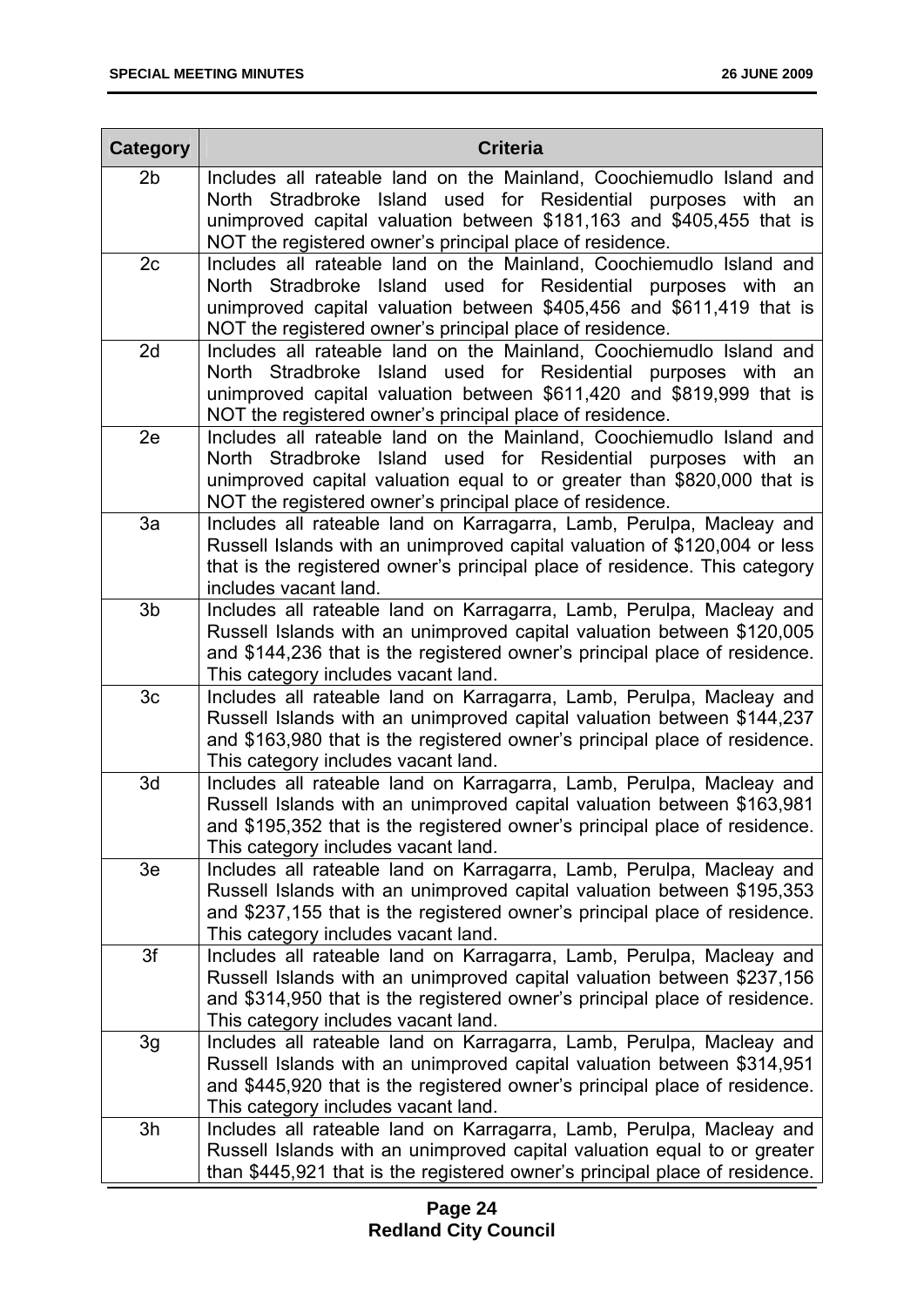| Category | Criteria |
|---|---|
| 2b | Includes all rateable land on the Mainland, Coochiemudlo Island and North Stradbroke Island used for Residential purposes with an unimproved capital valuation between $181,163 and $405,455 that is NOT the registered owner's principal place of residence. |
| 2c | Includes all rateable land on the Mainland, Coochiemudlo Island and North Stradbroke Island used for Residential purposes with an unimproved capital valuation between $405,456 and $611,419 that is NOT the registered owner's principal place of residence. |
| 2d | Includes all rateable land on the Mainland, Coochiemudlo Island and North Stradbroke Island used for Residential purposes with an unimproved capital valuation between $611,420 and $819,999 that is NOT the registered owner's principal place of residence. |
| 2e | Includes all rateable land on the Mainland, Coochiemudlo Island and North Stradbroke Island used for Residential purposes with an unimproved capital valuation equal to or greater than $820,000 that is NOT the registered owner's principal place of residence. |
| 3a | Includes all rateable land on Karragarra, Lamb, Perulpa, Macleay and Russell Islands with an unimproved capital valuation of $120,004 or less that is the registered owner's principal place of residence. This category includes vacant land. |
| 3b | Includes all rateable land on Karragarra, Lamb, Perulpa, Macleay and Russell Islands with an unimproved capital valuation between $120,005 and $144,236 that is the registered owner's principal place of residence. This category includes vacant land. |
| 3c | Includes all rateable land on Karragarra, Lamb, Perulpa, Macleay and Russell Islands with an unimproved capital valuation between $144,237 and $163,980 that is the registered owner's principal place of residence. This category includes vacant land. |
| 3d | Includes all rateable land on Karragarra, Lamb, Perulpa, Macleay and Russell Islands with an unimproved capital valuation between $163,981 and $195,352 that is the registered owner's principal place of residence. This category includes vacant land. |
| 3e | Includes all rateable land on Karragarra, Lamb, Perulpa, Macleay and Russell Islands with an unimproved capital valuation between $195,353 and $237,155 that is the registered owner's principal place of residence. This category includes vacant land. |
| 3f | Includes all rateable land on Karragarra, Lamb, Perulpa, Macleay and Russell Islands with an unimproved capital valuation between $237,156 and $314,950 that is the registered owner's principal place of residence. This category includes vacant land. |
| 3g | Includes all rateable land on Karragarra, Lamb, Perulpa, Macleay and Russell Islands with an unimproved capital valuation between $314,951 and $445,920 that is the registered owner's principal place of residence. This category includes vacant land. |
| 3h | Includes all rateable land on Karragarra, Lamb, Perulpa, Macleay and Russell Islands with an unimproved capital valuation equal to or greater than $445,921 that is the registered owner's principal place of residence. |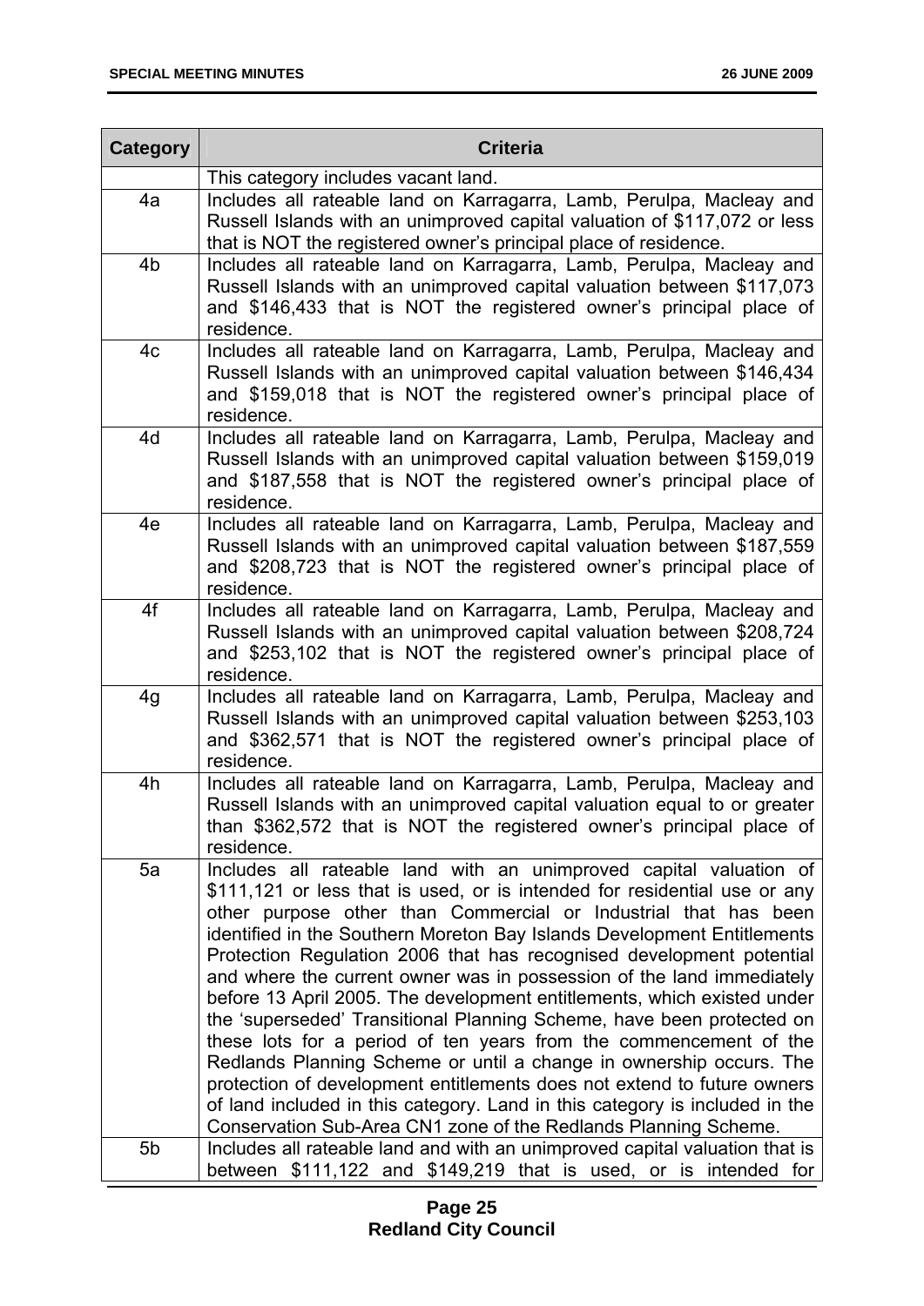| Category | Criteria |
|---|---|
| | This category includes vacant land. |
| 4a | Includes all rateable land on Karragarra, Lamb, Perulpa, Macleay and Russell Islands with an unimproved capital valuation of $117,072 or less that is NOT the registered owner's principal place of residence. |
| 4b | Includes all rateable land on Karragarra, Lamb, Perulpa, Macleay and Russell Islands with an unimproved capital valuation between $117,073 and $146,433 that is NOT the registered owner's principal place of residence. |
| 4c | Includes all rateable land on Karragarra, Lamb, Perulpa, Macleay and Russell Islands with an unimproved capital valuation between $146,434 and $159,018 that is NOT the registered owner's principal place of residence. |
| 4d | Includes all rateable land on Karragarra, Lamb, Perulpa, Macleay and Russell Islands with an unimproved capital valuation between $159,019 and $187,558 that is NOT the registered owner's principal place of residence. |
| 4e | Includes all rateable land on Karragarra, Lamb, Perulpa, Macleay and Russell Islands with an unimproved capital valuation between $187,559 and $208,723 that is NOT the registered owner's principal place of residence. |
| 4f | Includes all rateable land on Karragarra, Lamb, Perulpa, Macleay and Russell Islands with an unimproved capital valuation between $208,724 and $253,102 that is NOT the registered owner's principal place of residence. |
| 4g | Includes all rateable land on Karragarra, Lamb, Perulpa, Macleay and Russell Islands with an unimproved capital valuation between $253,103 and $362,571 that is NOT the registered owner's principal place of residence. |
| 4h | Includes all rateable land on Karragarra, Lamb, Perulpa, Macleay and Russell Islands with an unimproved capital valuation equal to or greater than $362,572 that is NOT the registered owner's principal place of residence. |
| 5a | Includes all rateable land with an unimproved capital valuation of $111,121 or less that is used, or is intended for residential use or any other purpose other than Commercial or Industrial that has been identified in the Southern Moreton Bay Islands Development Entitlements Protection Regulation 2006 that has recognised development potential and where the current owner was in possession of the land immediately before 13 April 2005. The development entitlements, which existed under the 'superseded' Transitional Planning Scheme, have been protected on these lots for a period of ten years from the commencement of the Redlands Planning Scheme or until a change in ownership occurs. The protection of development entitlements does not extend to future owners of land included in this category. Land in this category is included in the Conservation Sub-Area CN1 zone of the Redlands Planning Scheme. |
| 5b | Includes all rateable land and with an unimproved capital valuation that is between $111,122 and $149,219 that is used, or is intended for |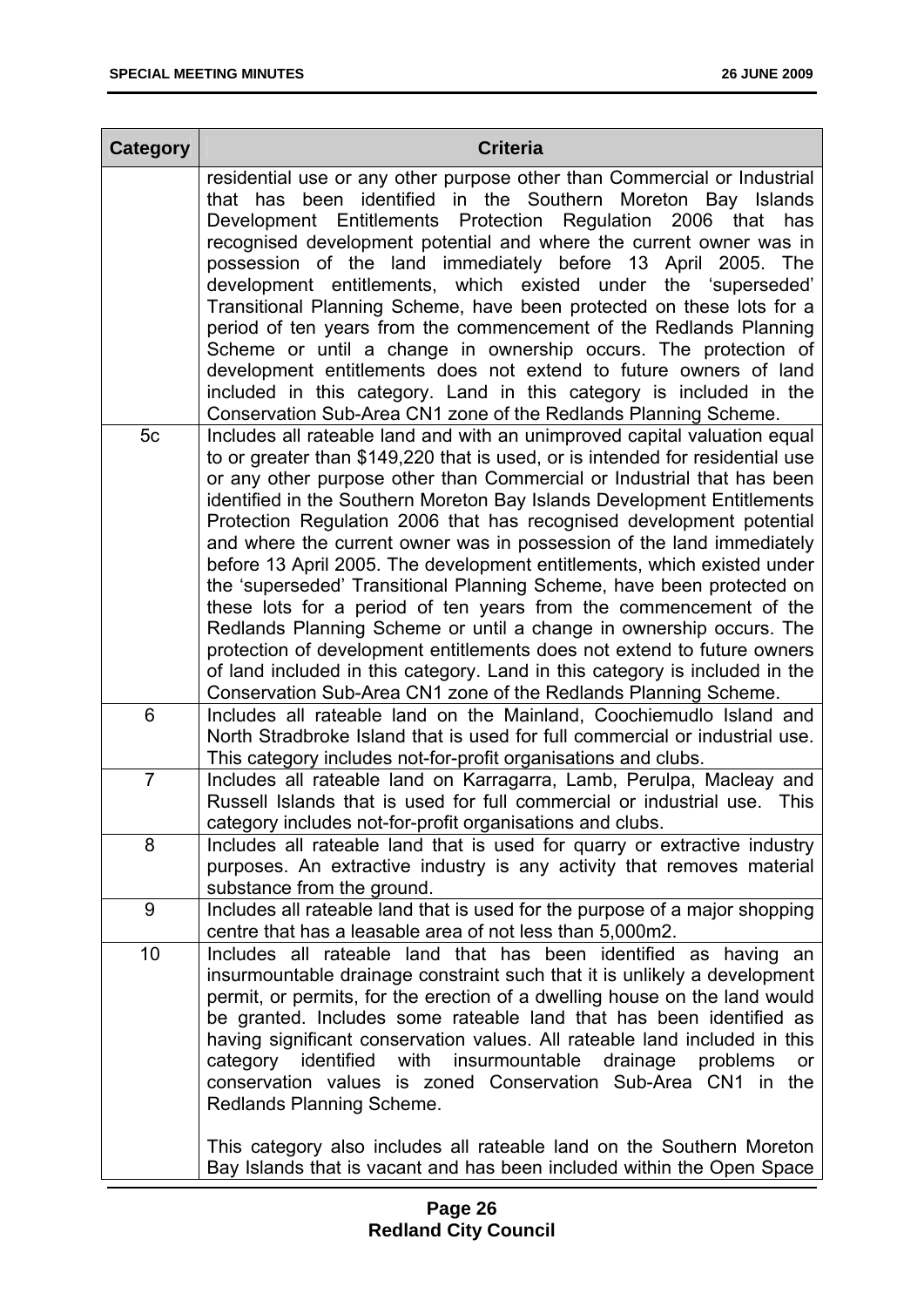| Category | Criteria |
|---|---|
| | residential use or any other purpose other than Commercial or Industrial that has been identified in the Southern Moreton Bay Islands Development Entitlements Protection Regulation 2006 that has recognised development potential and where the current owner was in possession of the land immediately before 13 April 2005. The development entitlements, which existed under the 'superseded' Transitional Planning Scheme, have been protected on these lots for a period of ten years from the commencement of the Redlands Planning Scheme or until a change in ownership occurs. The protection of development entitlements does not extend to future owners of land included in this category. Land in this category is included in the Conservation Sub-Area CN1 zone of the Redlands Planning Scheme. |
| 5c | Includes all rateable land and with an unimproved capital valuation equal to or greater than $149,220 that is used, or is intended for residential use or any other purpose other than Commercial or Industrial that has been identified in the Southern Moreton Bay Islands Development Entitlements Protection Regulation 2006 that has recognised development potential and where the current owner was in possession of the land immediately before 13 April 2005. The development entitlements, which existed under the 'superseded' Transitional Planning Scheme, have been protected on these lots for a period of ten years from the commencement of the Redlands Planning Scheme or until a change in ownership occurs. The protection of development entitlements does not extend to future owners of land included in this category. Land in this category is included in the Conservation Sub-Area CN1 zone of the Redlands Planning Scheme. |
| 6 | Includes all rateable land on the Mainland, Coochiemudlo Island and North Stradbroke Island that is used for full commercial or industrial use. This category includes not-for-profit organisations and clubs. |
| 7 | Includes all rateable land on Karragarra, Lamb, Perulpa, Macleay and Russell Islands that is used for full commercial or industrial use. This category includes not-for-profit organisations and clubs. |
| 8 | Includes all rateable land that is used for quarry or extractive industry purposes. An extractive industry is any activity that removes material substance from the ground. |
| 9 | Includes all rateable land that is used for the purpose of a major shopping centre that has a leasable area of not less than 5,000m2. |
| 10 | Includes all rateable land that has been identified as having an insurmountable drainage constraint such that it is unlikely a development permit, or permits, for the erection of a dwelling house on the land would be granted. Includes some rateable land that has been identified as having significant conservation values. All rateable land included in this category identified with insurmountable drainage problems or conservation values is zoned Conservation Sub-Area CN1 in the Redlands Planning Scheme.<br><br>This category also includes all rateable land on the Southern Moreton Bay Islands that is vacant and has been included within the Open Space |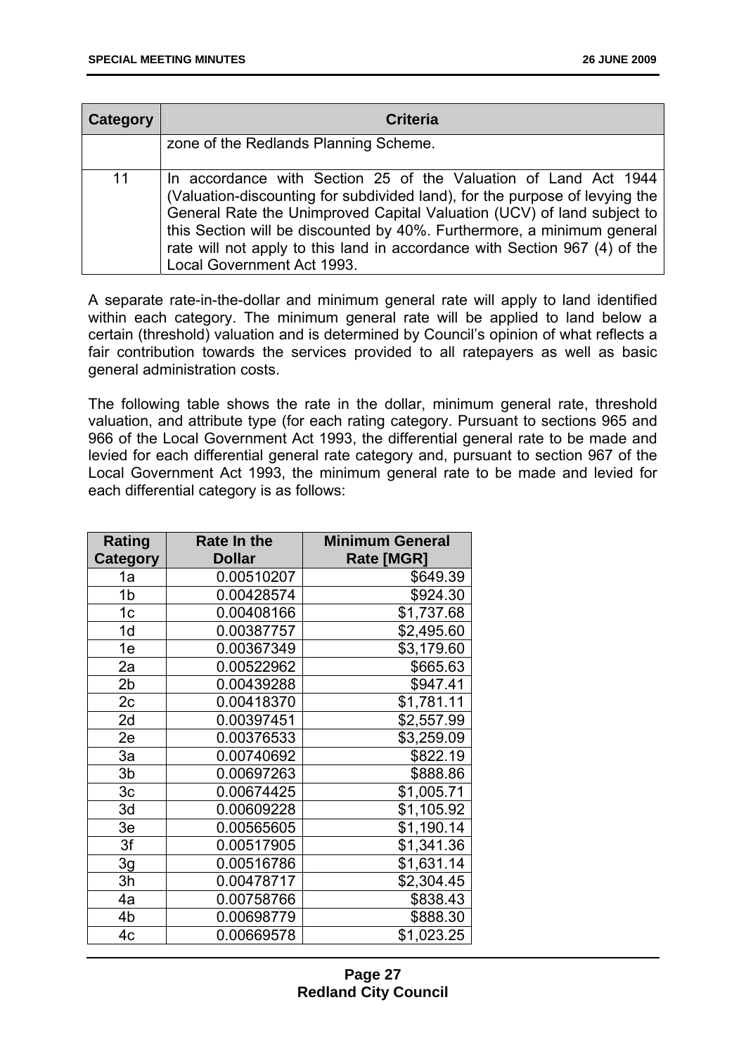| Category | Criteria |
|---|---|
| | zone of the Redlands Planning Scheme. |
| 11 | In accordance with Section 25 of the Valuation of Land Act 1944 (Valuation-discounting for subdivided land), for the purpose of levying the General Rate the Unimproved Capital Valuation (UCV) of land subject to this Section will be discounted by 40%. Furthermore, a minimum general rate will not apply to this land in accordance with Section 967 (4) of the Local Government Act 1993. |

A separate rate-in-the-dollar and minimum general rate will apply to land identified within each category. The minimum general rate will be applied to land below a certain (threshold) valuation and is determined by Council's opinion of what reflects a fair contribution towards the services provided to all ratepayers as well as basic general administration costs.

The following table shows the rate in the dollar, minimum general rate, threshold valuation, and attribute type (for each rating category. Pursuant to sections 965 and 966 of the Local Government Act 1993, the differential general rate to be made and levied for each differential general rate category and, pursuant to section 967 of the Local Government Act 1993, the minimum general rate to be made and levied for each differential category is as follows:

| Rating Category | Rate In the Dollar | Minimum General Rate [MGR] |
|---|---|---|
| 1a | 0.00510207 | $649.39 |
| 1b | 0.00428574 | $924.30 |
| 1c | 0.00408166 | $1,737.68 |
| 1d | 0.00387757 | $2,495.60 |
| 1e | 0.00367349 | $3,179.60 |
| 2a | 0.00522962 | $665.63 |
| 2b | 0.00439288 | $947.41 |
| 2c | 0.00418370 | $1,781.11 |
| 2d | 0.00397451 | $2,557.99 |
| 2e | 0.00376533 | $3,259.09 |
| 3a | 0.00740692 | $822.19 |
| 3b | 0.00697263 | $888.86 |
| 3c | 0.00674425 | $1,005.71 |
| 3d | 0.00609228 | $1,105.92 |
| 3e | 0.00565605 | $1,190.14 |
| 3f | 0.00517905 | $1,341.36 |
| 3g | 0.00516786 | $1,631.14 |
| 3h | 0.00478717 | $2,304.45 |
| 4a | 0.00758766 | $838.43 |
| 4b | 0.00698779 | $888.30 |
| 4c | 0.00669578 | $1,023.25 |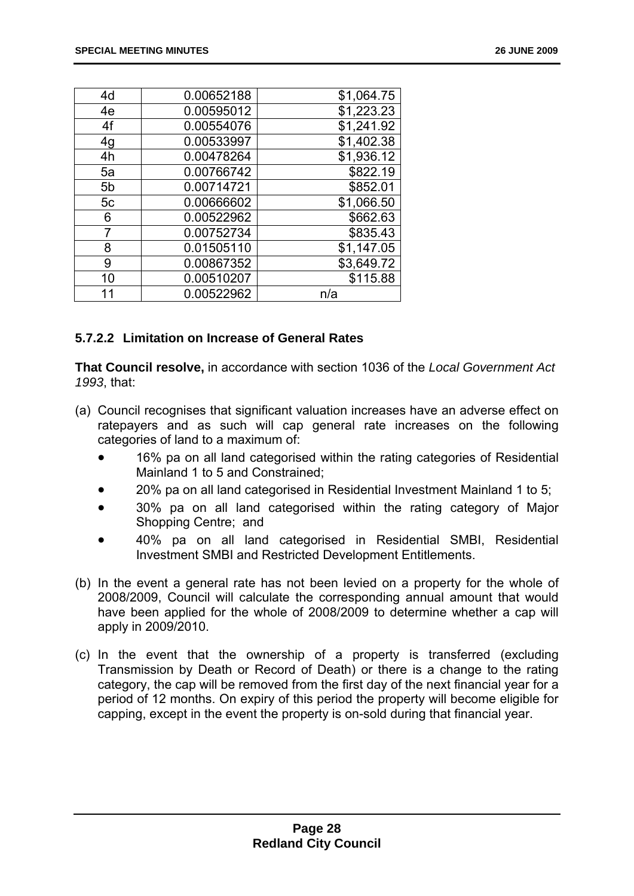| 4d | 0.00652188 | $1,064.75 |
|---|---|---|
| 4e | 0.00595012 | $1,223.23 |
| 4f | 0.00554076 | $1,241.92 |
| 4g | 0.00533997 | $1,402.38 |
| 4h | 0.00478264 | $1,936.12 |
| 5a | 0.00766742 | $822.19 |
| 5b | 0.00714721 | $852.01 |
| 5c | 0.00666602 | $1,066.50 |
| 6 | 0.00522962 | $662.63 |
| 7 | 0.00752734 | $835.43 |
| 8 | 0.01505110 | $1,147.05 |
| 9 | 0.00867352 | $3,649.72 |
| 10 | 0.00510207 | $115.88 |
| 11 | 0.00522962 | n/a |

### 5.7.2.2 Limitation on Increase of General Rates

**That Council resolve,** in accordance with section 1036 of the *Local Government Act 1993*, that:

(a) Council recognises that significant valuation increases have an adverse effect on ratepayers and as such will cap general rate increases on the following categories of land to a maximum of:

- 16% pa on all land categorised within the rating categories of Residential Mainland 1 to 5 and Constrained;
- 20% pa on all land categorised in Residential Investment Mainland 1 to 5;
- 30% pa on all land categorised within the rating category of Major Shopping Centre; and
- 40% pa on all land categorised in Residential SMBI, Residential Investment SMBI and Restricted Development Entitlements.

(b) In the event a general rate has not been levied on a property for the whole of 2008/2009, Council will calculate the corresponding annual amount that would have been applied for the whole of 2008/2009 to determine whether a cap will apply in 2009/2010.

(c) In the event that the ownership of a property is transferred (excluding Transmission by Death or Record of Death) or there is a change to the rating category, the cap will be removed from the first day of the next financial year for a period of 12 months. On expiry of this period the property will become eligible for capping, except in the event the property is on-sold during that financial year.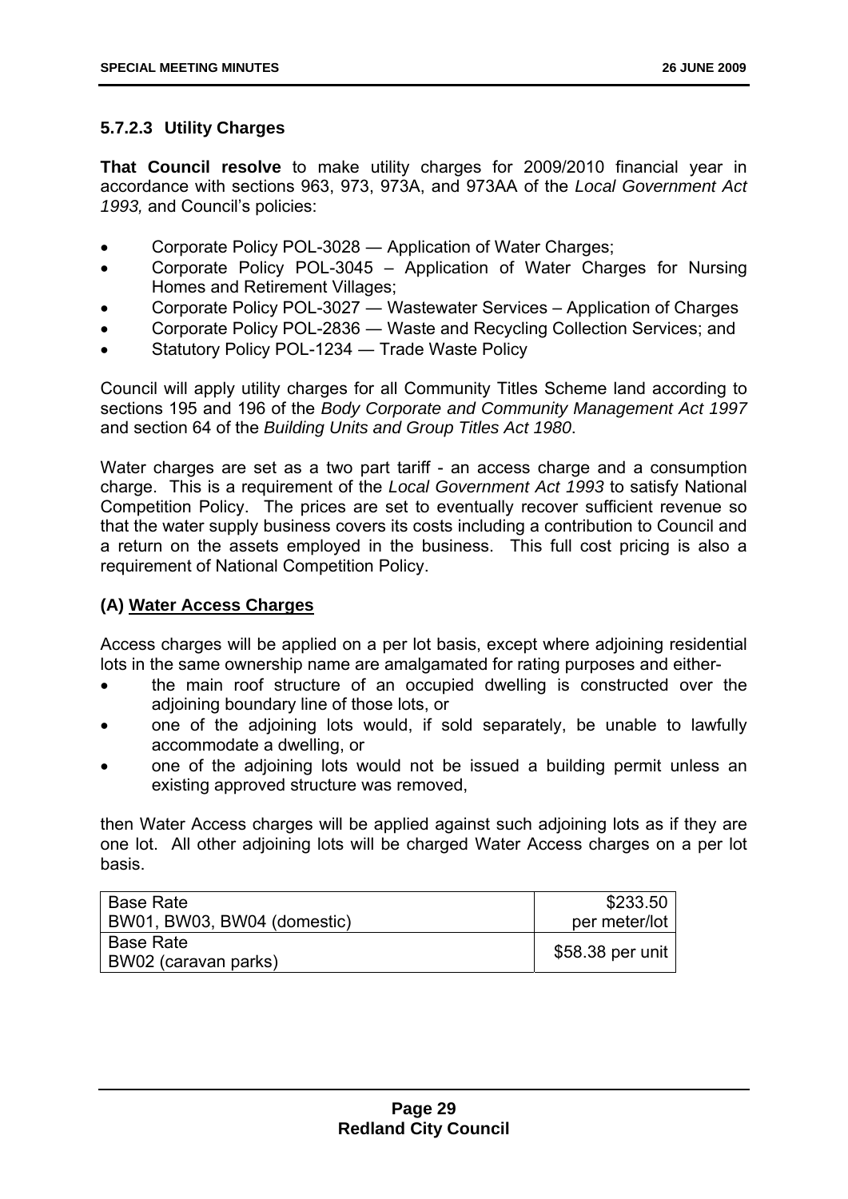### 5.7.2.3 Utility Charges

**That Council resolve** to make utility charges for 2009/2010 financial year in accordance with sections 963, 973, 973A, and 973AA of the *Local Government Act 1993,* and Council's policies:

- Corporate Policy POL-3028 — Application of Water Charges;
- Corporate Policy POL-3045 – Application of Water Charges for Nursing Homes and Retirement Villages;
- Corporate Policy POL-3027 — Wastewater Services – Application of Charges
- Corporate Policy POL-2836 — Waste and Recycling Collection Services; and
- Statutory Policy POL-1234 — Trade Waste Policy

Council will apply utility charges for all Community Titles Scheme land according to sections 195 and 196 of the *Body Corporate and Community Management Act 1997* and section 64 of the *Building Units and Group Titles Act 1980*.

Water charges are set as a two part tariff - an access charge and a consumption charge. This is a requirement of the *Local Government Act 1993* to satisfy National Competition Policy. The prices are set to eventually recover sufficient revenue so that the water supply business covers its costs including a contribution to Council and a return on the assets employed in the business. This full cost pricing is also a requirement of National Competition Policy.

#### (A) Water Access Charges

Access charges will be applied on a per lot basis, except where adjoining residential lots in the same ownership name are amalgamated for rating purposes and either-

- the main roof structure of an occupied dwelling is constructed over the adjoining boundary line of those lots, or
- one of the adjoining lots would, if sold separately, be unable to lawfully accommodate a dwelling, or
- one of the adjoining lots would not be issued a building permit unless an existing approved structure was removed,

then Water Access charges will be applied against such adjoining lots as if they are one lot. All other adjoining lots will be charged Water Access charges on a per lot basis.

| | |
|---|---|
| Base Rate<br>BW01, BW03, BW04 (domestic) | $233.50<br>per meter/lot |
| Base Rate<br>BW02 (caravan parks) | $58.38 per unit |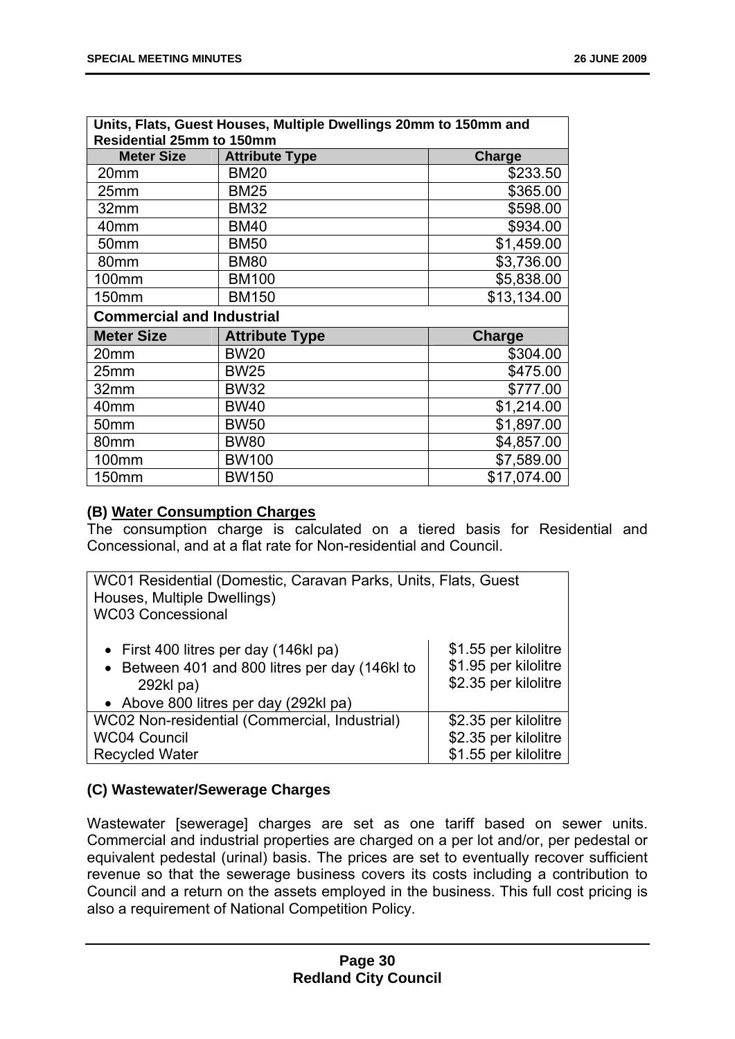| Units, Flats, Guest Houses, Multiple Dwellings 20mm to 150mm and Residential 25mm to 150mm | | |
|---|---|---|
| **Meter Size** | **Attribute Type** | **Charge** |
| 20mm | BM20 | $233.50 |
| 25mm | BM25 | $365.00 |
| 32mm | BM32 | $598.00 |
| 40mm | BM40 | $934.00 |
| 50mm | BM50 | $1,459.00 |
| 80mm | BM80 | $3,736.00 |
| 100mm | BM100 | $5,838.00 |
| 150mm | BM150 | $13,134.00 |
| **Commercial and Industrial** | | |
| **Meter Size** | **Attribute Type** | **Charge** |
| 20mm | BW20 | $304.00 |
| 25mm | BW25 | $475.00 |
| 32mm | BW32 | $777.00 |
| 40mm | BW40 | $1,214.00 |
| 50mm | BW50 | $1,897.00 |
| 80mm | BW80 | $4,857.00 |
| 100mm | BW100 | $7,589.00 |
| 150mm | BW150 | $17,074.00 |

### (B) Water Consumption Charges

The consumption charge is calculated on a tiered basis for Residential and Concessional, and at a flat rate for Non-residential and Council.

| WC01 Residential (Domestic, Caravan Parks, Units, Flats, Guest Houses, Multiple Dwellings)<br>WC03 Concessional | |
|---|---|
| • First 400 litres per day (146kl pa)<br>• Between 401 and 800 litres per day (146kl to 292kl pa)<br>• Above 800 litres per day (292kl pa) | $1.55 per kilolitre<br>$1.95 per kilolitre<br>$2.35 per kilolitre |
| WC02 Non-residential (Commercial, Industrial)<br>WC04 Council<br>Recycled Water | $2.35 per kilolitre<br>$2.35 per kilolitre<br>$1.55 per kilolitre |

### (C) Wastewater/Sewerage Charges

Wastewater [sewerage] charges are set as one tariff based on sewer units. Commercial and industrial properties are charged on a per lot and/or, per pedestal or equivalent pedestal (urinal) basis. The prices are set to eventually recover sufficient revenue so that the sewerage business covers its costs including a contribution to Council and a return on the assets employed in the business. This full cost pricing is also a requirement of National Competition Policy.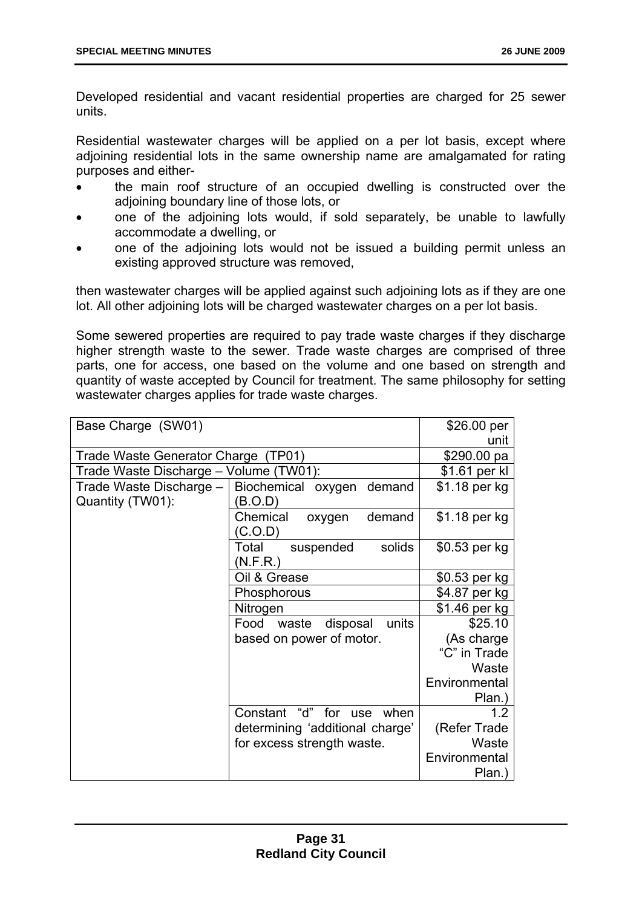Developed residential and vacant residential properties are charged for 25 sewer units.

Residential wastewater charges will be applied on a per lot basis, except where adjoining residential lots in the same ownership name are amalgamated for rating purposes and either-

- the main roof structure of an occupied dwelling is constructed over the adjoining boundary line of those lots, or
- one of the adjoining lots would, if sold separately, be unable to lawfully accommodate a dwelling, or
- one of the adjoining lots would not be issued a building permit unless an existing approved structure was removed,

then wastewater charges will be applied against such adjoining lots as if they are one lot. All other adjoining lots will be charged wastewater charges on a per lot basis.

Some sewered properties are required to pay trade waste charges if they discharge higher strength waste to the sewer. Trade waste charges are comprised of three parts, one for access, one based on the volume and one based on strength and quantity of waste accepted by Council for treatment. The same philosophy for setting wastewater charges applies for trade waste charges.

| Base Charge (SW01) | | $26.00 per unit |
|---|---|---|
| Trade Waste Generator Charge (TP01) | | $290.00 pa |
| Trade Waste Discharge – Volume (TW01): | | $1.61 per kl |
| Trade Waste Discharge – Quantity (TW01): | Biochemical oxygen demand (B.O.D) | $1.18 per kg |
| | Chemical oxygen demand (C.O.D) | $1.18 per kg |
| | Total suspended solids (N.F.R.) | $0.53 per kg |
| | Oil & Grease | $0.53 per kg |
| | Phosphorous | $4.87 per kg |
| | Nitrogen | $1.46 per kg |
| | Food waste disposal units based on power of motor. | $25.10 (As charge "C" in Trade Waste Environmental Plan.) |
| | Constant "d" for use when determining 'additional charge' for excess strength waste. | 1.2 (Refer Trade Waste Environmental Plan.) |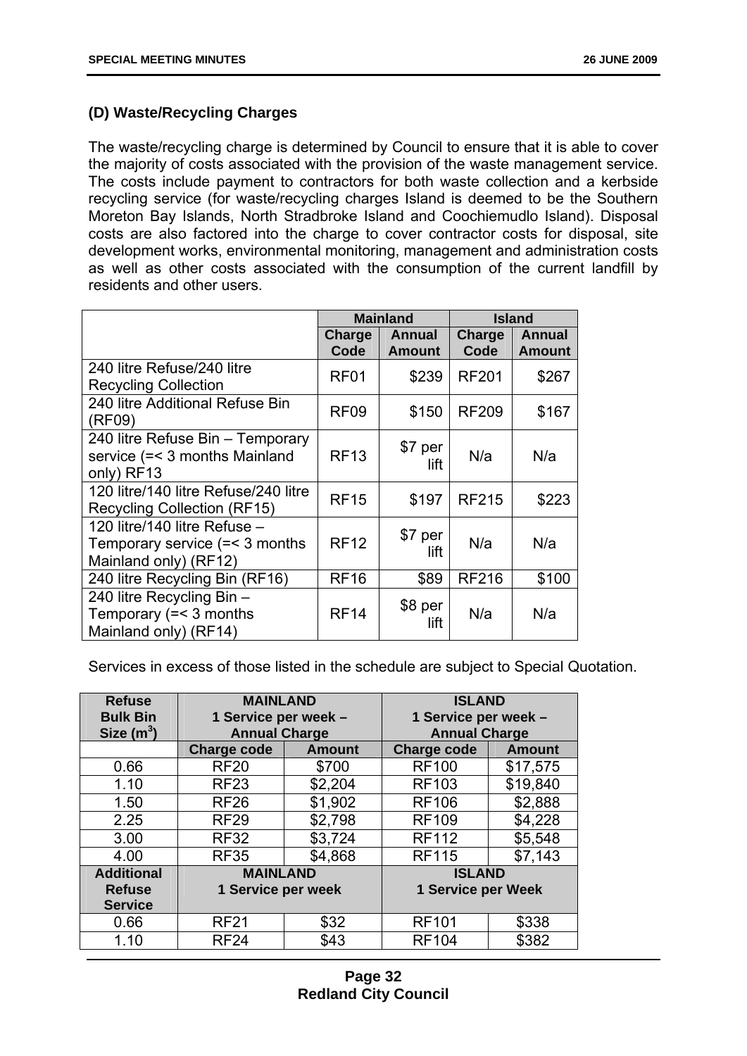### (D) Waste/Recycling Charges

The waste/recycling charge is determined by Council to ensure that it is able to cover the majority of costs associated with the provision of the waste management service. The costs include payment to contractors for both waste collection and a kerbside recycling service (for waste/recycling charges Island is deemed to be the Southern Moreton Bay Islands, North Stradbroke Island and Coochiemudlo Island). Disposal costs are also factored into the charge to cover contractor costs for disposal, site development works, environmental monitoring, management and administration costs as well as other costs associated with the consumption of the current landfill by residents and other users.

| | Mainland | | Island | |
|---|---|---|---|---|
| | Charge Code | Annual Amount | Charge Code | Annual Amount |
| 240 litre Refuse/240 litre Recycling Collection | RF01 | $239 | RF201 | $267 |
| 240 litre Additional Refuse Bin (RF09) | RF09 | $150 | RF209 | $167 |
| 240 litre Refuse Bin – Temporary service (=< 3 months Mainland only) RF13 | RF13 | $7 per lift | N/a | N/a |
| 120 litre/140 litre Refuse/240 litre Recycling Collection (RF15) | RF15 | $197 | RF215 | $223 |
| 120 litre/140 litre Refuse – Temporary service (=< 3 months Mainland only) (RF12) | RF12 | $7 per lift | N/a | N/a |
| 240 litre Recycling Bin (RF16) | RF16 | $89 | RF216 | $100 |
| 240 litre Recycling Bin – Temporary (=< 3 months Mainland only) (RF14) | RF14 | $8 per lift | N/a | N/a |

Services in excess of those listed in the schedule are subject to Special Quotation.

| Refuse Bulk Bin Size ($m^3$) | MAINLAND 1 Service per week – Annual Charge | | ISLAND 1 Service per week – Annual Charge | |
|---|---|---|---|---|
| | Charge code | Amount | Charge code | Amount |
| 0.66 | RF20 | $700 | RF100 | $17,575 |
| 1.10 | RF23 | $2,204 | RF103 | $19,840 |
| 1.50 | RF26 | $1,902 | RF106 | $2,888 |
| 2.25 | RF29 | $2,798 | RF109 | $4,228 |
| 3.00 | RF32 | $3,724 | RF112 | $5,548 |
| 4.00 | RF35 | $4,868 | RF115 | $7,143 |
| **Additional Refuse Service** | **MAINLAND 1 Service per week** | | **ISLAND 1 Service per Week** | |
| 0.66 | RF21 | $32 | RF101 | $338 |
| 1.10 | RF24 | $43 | RF104 | $382 |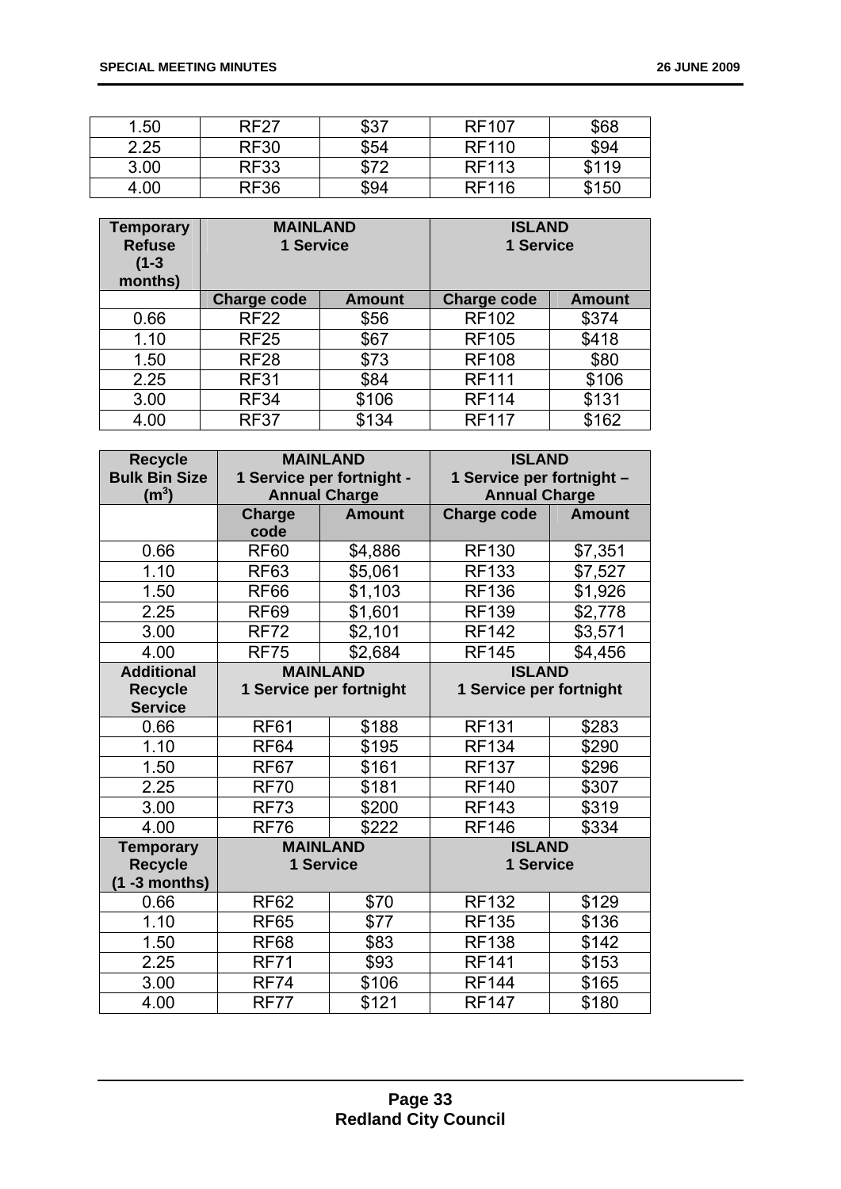| | | | | |
|---|---|---|---|---|
| 1.50 | RF27 | $37 | RF107 | $68 |
| 2.25 | RF30 | $54 | RF110 | $94 |
| 3.00 | RF33 | $72 | RF113 | $119 |
| 4.00 | RF36 | $94 | RF116 | $150 |

| **Temporary Refuse (1-3 months)** | **MAINLAND 1 Service** | | **ISLAND 1 Service** | |
|---|---|---|---|---|
| | **Charge code** | **Amount** | **Charge code** | **Amount** |
| 0.66 | RF22 | $56 | RF102 | $374 |
| 1.10 | RF25 | $67 | RF105 | $418 |
| 1.50 | RF28 | $73 | RF108 | $80 |
| 2.25 | RF31 | $84 | RF111 | $106 |
| 3.00 | RF34 | $106 | RF114 | $131 |
| 4.00 | RF37 | $134 | RF117 | $162 |

| **Recycle Bulk Bin Size ($m^3$)** | **MAINLAND 1 Service per fortnight - Annual Charge** | | **ISLAND 1 Service per fortnight – Annual Charge** | |
|---|---|---|---|---|
| | **Charge code** | **Amount** | **Charge code** | **Amount** |
| 0.66 | RF60 | $4,886 | RF130 | $7,351 |
| 1.10 | RF63 | $5,061 | RF133 | $7,527 |
| 1.50 | RF66 | $1,103 | RF136 | $1,926 |
| 2.25 | RF69 | $1,601 | RF139 | $2,778 |
| 3.00 | RF72 | $2,101 | RF142 | $3,571 |
| 4.00 | RF75 | $2,684 | RF145 | $4,456 |
| **Additional Recycle Service** | **MAINLAND 1 Service per fortnight** | | **ISLAND 1 Service per fortnight** | |
| 0.66 | RF61 | $188 | RF131 | $283 |
| 1.10 | RF64 | $195 | RF134 | $290 |
| 1.50 | RF67 | $161 | RF137 | $296 |
| 2.25 | RF70 | $181 | RF140 | $307 |
| 3.00 | RF73 | $200 | RF143 | $319 |
| 4.00 | RF76 | $222 | RF146 | $334 |
| **Temporary Recycle (1 -3 months)** | **MAINLAND 1 Service** | | **ISLAND 1 Service** | |
| 0.66 | RF62 | $70 | RF132 | $129 |
| 1.10 | RF65 | $77 | RF135 | $136 |
| 1.50 | RF68 | $83 | RF138 | $142 |
| 2.25 | RF71 | $93 | RF141 | $153 |
| 3.00 | RF74 | $106 | RF144 | $165 |
| 4.00 | RF77 | $121 | RF147 | $180 |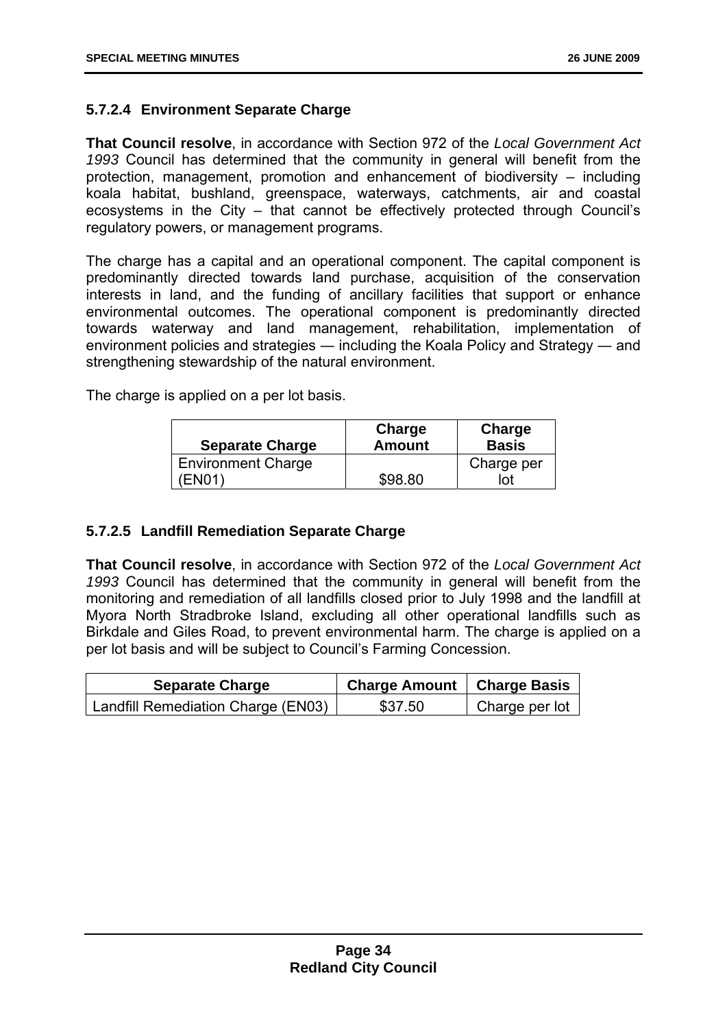### 5.7.2.4 Environment Separate Charge

**That Council resolve**, in accordance with Section 972 of the *Local Government Act 1993* Council has determined that the community in general will benefit from the protection, management, promotion and enhancement of biodiversity – including koala habitat, bushland, greenspace, waterways, catchments, air and coastal ecosystems in the City – that cannot be effectively protected through Council's regulatory powers, or management programs.

The charge has a capital and an operational component. The capital component is predominantly directed towards land purchase, acquisition of the conservation interests in land, and the funding of ancillary facilities that support or enhance environmental outcomes. The operational component is predominantly directed towards waterway and land management, rehabilitation, implementation of environment policies and strategies — including the Koala Policy and Strategy — and strengthening stewardship of the natural environment.

The charge is applied on a per lot basis.

| Separate Charge | Charge Amount | Charge Basis |
|---|---|---|
| Environment Charge (EN01) | $98.80 | Charge per lot |

### 5.7.2.5 Landfill Remediation Separate Charge

**That Council resolve**, in accordance with Section 972 of the *Local Government Act 1993* Council has determined that the community in general will benefit from the monitoring and remediation of all landfills closed prior to July 1998 and the landfill at Myora North Stradbroke Island, excluding all other operational landfills such as Birkdale and Giles Road, to prevent environmental harm. The charge is applied on a per lot basis and will be subject to Council's Farming Concession.

| Separate Charge | Charge Amount | Charge Basis |
|---|---|---|
| Landfill Remediation Charge (EN03) | $37.50 | Charge per lot |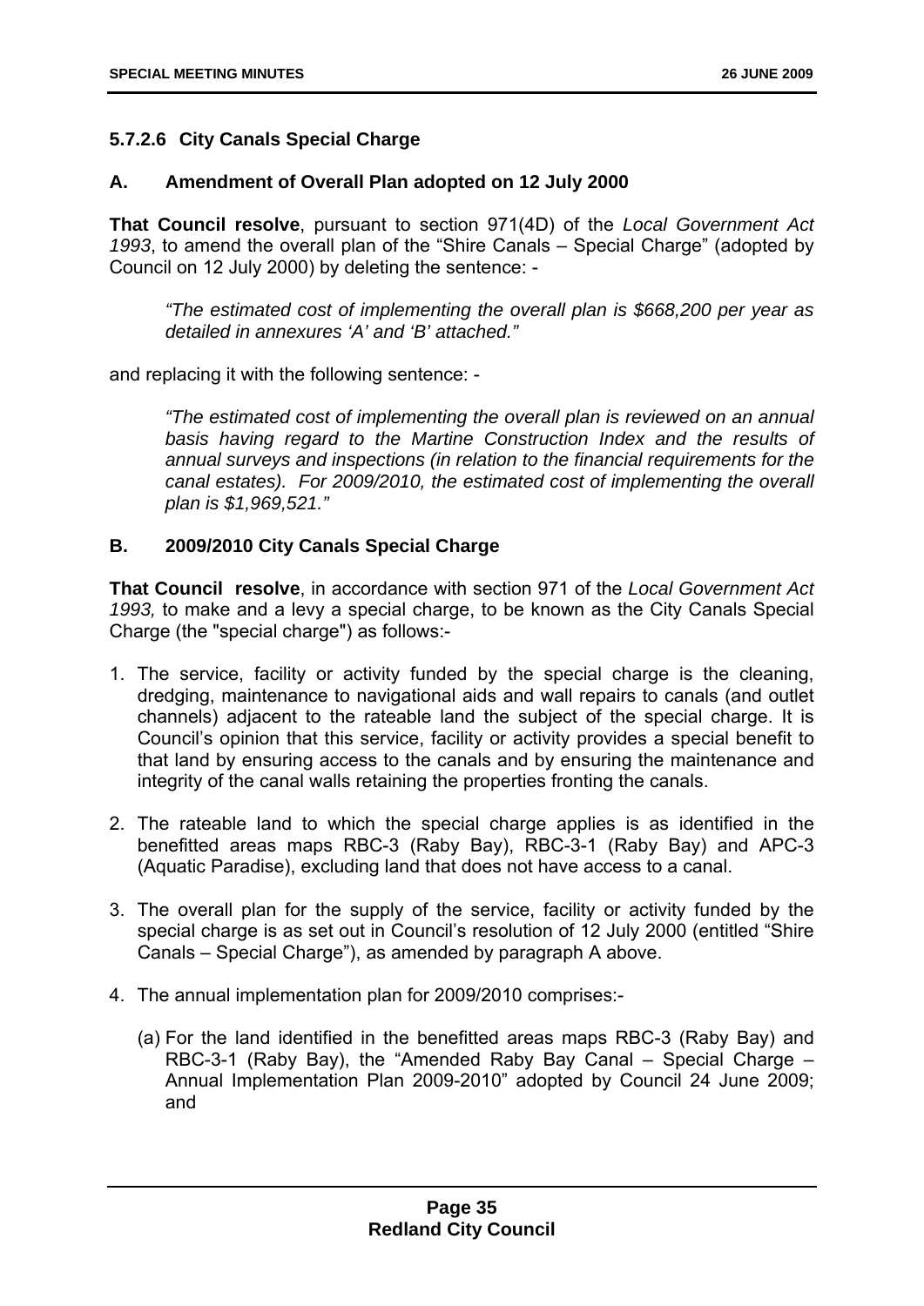### 5.7.2.6 City Canals Special Charge

### A. Amendment of Overall Plan adopted on 12 July 2000

**That Council resolve**, pursuant to section 971(4D) of the *Local Government Act 1993*, to amend the overall plan of the "Shire Canals – Special Charge" (adopted by Council on 12 July 2000) by deleting the sentence: -

> *"The estimated cost of implementing the overall plan is $668,200 per year as detailed in annexures 'A' and 'B' attached."*

and replacing it with the following sentence: -

> *"The estimated cost of implementing the overall plan is reviewed on an annual basis having regard to the Martine Construction Index and the results of annual surveys and inspections (in relation to the financial requirements for the canal estates). For 2009/2010, the estimated cost of implementing the overall plan is $1,969,521."*

### B. 2009/2010 City Canals Special Charge

**That Council resolve**, in accordance with section 971 of the *Local Government Act 1993,* to make and a levy a special charge, to be known as the City Canals Special Charge (the "special charge") as follows:-

1. The service, facility or activity funded by the special charge is the cleaning, dredging, maintenance to navigational aids and wall repairs to canals (and outlet channels) adjacent to the rateable land the subject of the special charge. It is Council's opinion that this service, facility or activity provides a special benefit to that land by ensuring access to the canals and by ensuring the maintenance and integrity of the canal walls retaining the properties fronting the canals.

2. The rateable land to which the special charge applies is as identified in the benefitted areas maps RBC-3 (Raby Bay), RBC-3-1 (Raby Bay) and APC-3 (Aquatic Paradise), excluding land that does not have access to a canal.

3. The overall plan for the supply of the service, facility or activity funded by the special charge is as set out in Council's resolution of 12 July 2000 (entitled "Shire Canals – Special Charge"), as amended by paragraph A above.

4. The annual implementation plan for 2009/2010 comprises:-

   (a) For the land identified in the benefitted areas maps RBC-3 (Raby Bay) and RBC-3-1 (Raby Bay), the "Amended Raby Bay Canal – Special Charge – Annual Implementation Plan 2009-2010" adopted by Council 24 June 2009; and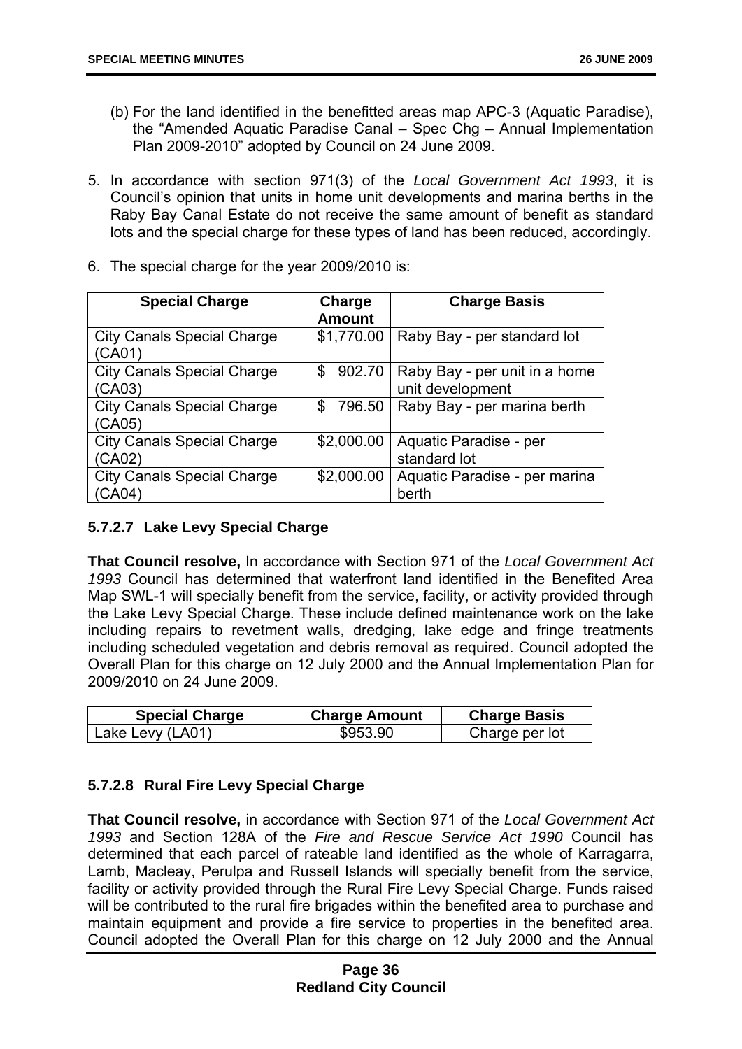(b) For the land identified in the benefitted areas map APC-3 (Aquatic Paradise), the "Amended Aquatic Paradise Canal – Spec Chg – Annual Implementation Plan 2009-2010" adopted by Council on 24 June 2009.

5. In accordance with section 971(3) of the *Local Government Act 1993*, it is Council's opinion that units in home unit developments and marina berths in the Raby Bay Canal Estate do not receive the same amount of benefit as standard lots and the special charge for these types of land has been reduced, accordingly.

6. The special charge for the year 2009/2010 is:

| Special Charge | Charge Amount | Charge Basis |
|---|---|---|
| City Canals Special Charge (CA01) | $1,770.00 | Raby Bay - per standard lot |
| City Canals Special Charge (CA03) | $ 902.70 | Raby Bay - per unit in a home unit development |
| City Canals Special Charge (CA05) | $ 796.50 | Raby Bay - per marina berth |
| City Canals Special Charge (CA02) | $2,000.00 | Aquatic Paradise - per standard lot |
| City Canals Special Charge (CA04) | $2,000.00 | Aquatic Paradise - per marina berth |

### 5.7.2.7 Lake Levy Special Charge

**That Council resolve,** In accordance with Section 971 of the *Local Government Act 1993* Council has determined that waterfront land identified in the Benefited Area Map SWL-1 will specially benefit from the service, facility, or activity provided through the Lake Levy Special Charge. These include defined maintenance work on the lake including repairs to revetment walls, dredging, lake edge and fringe treatments including scheduled vegetation and debris removal as required. Council adopted the Overall Plan for this charge on 12 July 2000 and the Annual Implementation Plan for 2009/2010 on 24 June 2009.

| Special Charge | Charge Amount | Charge Basis |
|---|---|---|
| Lake Levy (LA01) | $953.90 | Charge per lot |

### 5.7.2.8 Rural Fire Levy Special Charge

**That Council resolve,** in accordance with Section 971 of the *Local Government Act 1993* and Section 128A of the *Fire and Rescue Service Act 1990* Council has determined that each parcel of rateable land identified as the whole of Karragarra, Lamb, Macleay, Perulpa and Russell Islands will specially benefit from the service, facility or activity provided through the Rural Fire Levy Special Charge. Funds raised will be contributed to the rural fire brigades within the benefited area to purchase and maintain equipment and provide a fire service to properties in the benefited area. Council adopted the Overall Plan for this charge on 12 July 2000 and the Annual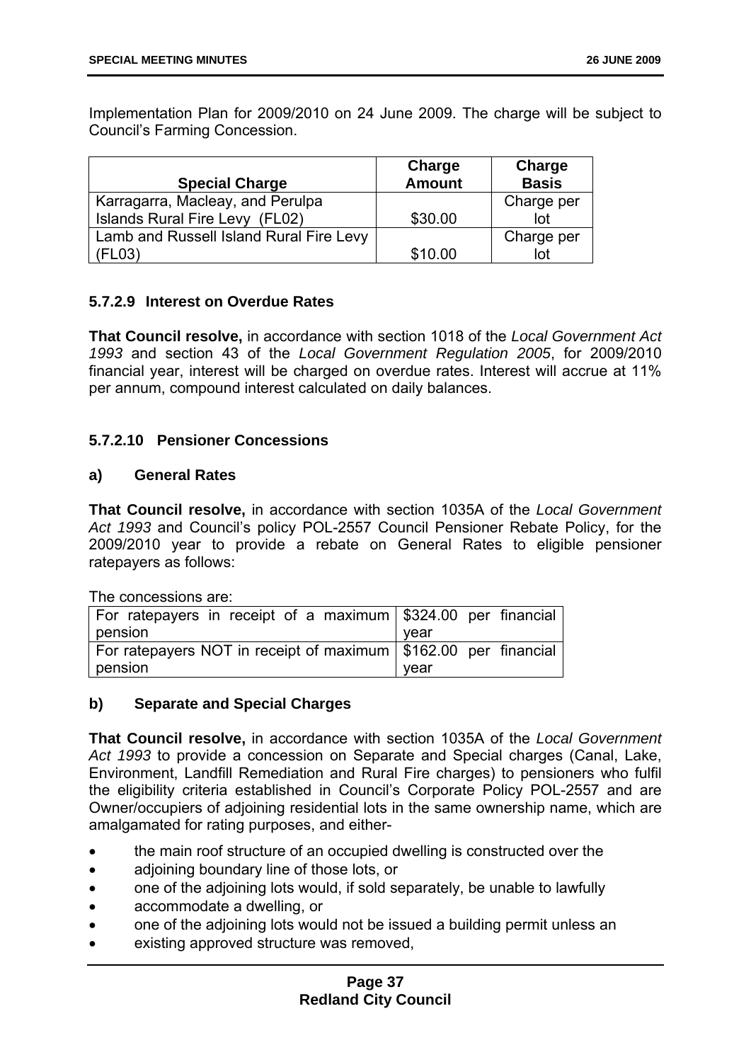Implementation Plan for 2009/2010 on 24 June 2009. The charge will be subject to Council's Farming Concession.

| Special Charge | Charge Amount | Charge Basis |
|---|---|---|
| Karragarra, Macleay, and Perulpa Islands Rural Fire Levy (FL02) | $30.00 | Charge per lot |
| Lamb and Russell Island Rural Fire Levy (FL03) | $10.00 | Charge per lot |

### 5.7.2.9 Interest on Overdue Rates

**That Council resolve,** in accordance with section 1018 of the *Local Government Act 1993* and section 43 of the *Local Government Regulation 2005*, for 2009/2010 financial year, interest will be charged on overdue rates. Interest will accrue at 11% per annum, compound interest calculated on daily balances.

### 5.7.2.10 Pensioner Concessions

#### a) General Rates

**That Council resolve,** in accordance with section 1035A of the *Local Government Act 1993* and Council's policy POL-2557 Council Pensioner Rebate Policy, for the 2009/2010 year to provide a rebate on General Rates to eligible pensioner ratepayers as follows:

The concessions are:

| | |
|---|---|
| For ratepayers in receipt of a maximum pension | $324.00 per financial year |
| For ratepayers NOT in receipt of maximum pension | $162.00 per financial year |

#### b) Separate and Special Charges

**That Council resolve,** in accordance with section 1035A of the *Local Government Act 1993* to provide a concession on Separate and Special charges (Canal, Lake, Environment, Landfill Remediation and Rural Fire charges) to pensioners who fulfil the eligibility criteria established in Council's Corporate Policy POL-2557 and are Owner/occupiers of adjoining residential lots in the same ownership name, which are amalgamated for rating purposes, and either-

- the main roof structure of an occupied dwelling is constructed over the
- adjoining boundary line of those lots, or
- one of the adjoining lots would, if sold separately, be unable to lawfully
- accommodate a dwelling, or
- one of the adjoining lots would not be issued a building permit unless an
- existing approved structure was removed,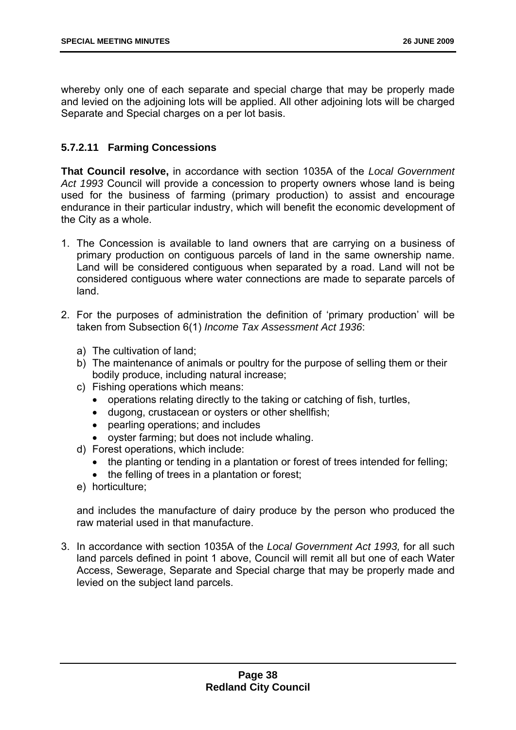whereby only one of each separate and special charge that may be properly made and levied on the adjoining lots will be applied. All other adjoining lots will be charged Separate and Special charges on a per lot basis.

### 5.7.2.11 Farming Concessions

**That Council resolve,** in accordance with section 1035A of the *Local Government Act 1993* Council will provide a concession to property owners whose land is being used for the business of farming (primary production) to assist and encourage endurance in their particular industry, which will benefit the economic development of the City as a whole.

1. The Concession is available to land owners that are carrying on a business of primary production on contiguous parcels of land in the same ownership name. Land will be considered contiguous when separated by a road. Land will not be considered contiguous where water connections are made to separate parcels of land.

2. For the purposes of administration the definition of 'primary production' will be taken from Subsection 6(1) *Income Tax Assessment Act 1936*:

   a) The cultivation of land;
   b) The maintenance of animals or poultry for the purpose of selling them or their bodily produce, including natural increase;
   c) Fishing operations which means:
      - operations relating directly to the taking or catching of fish, turtles,
      - dugong, crustacean or oysters or other shellfish;
      - pearling operations; and includes
      - oyster farming; but does not include whaling.
   d) Forest operations, which include:
      - the planting or tending in a plantation or forest of trees intended for felling;
      - the felling of trees in a plantation or forest;
   e) horticulture;

   and includes the manufacture of dairy produce by the person who produced the raw material used in that manufacture.

3. In accordance with section 1035A of the *Local Government Act 1993,* for all such land parcels defined in point 1 above, Council will remit all but one of each Water Access, Sewerage, Separate and Special charge that may be properly made and levied on the subject land parcels.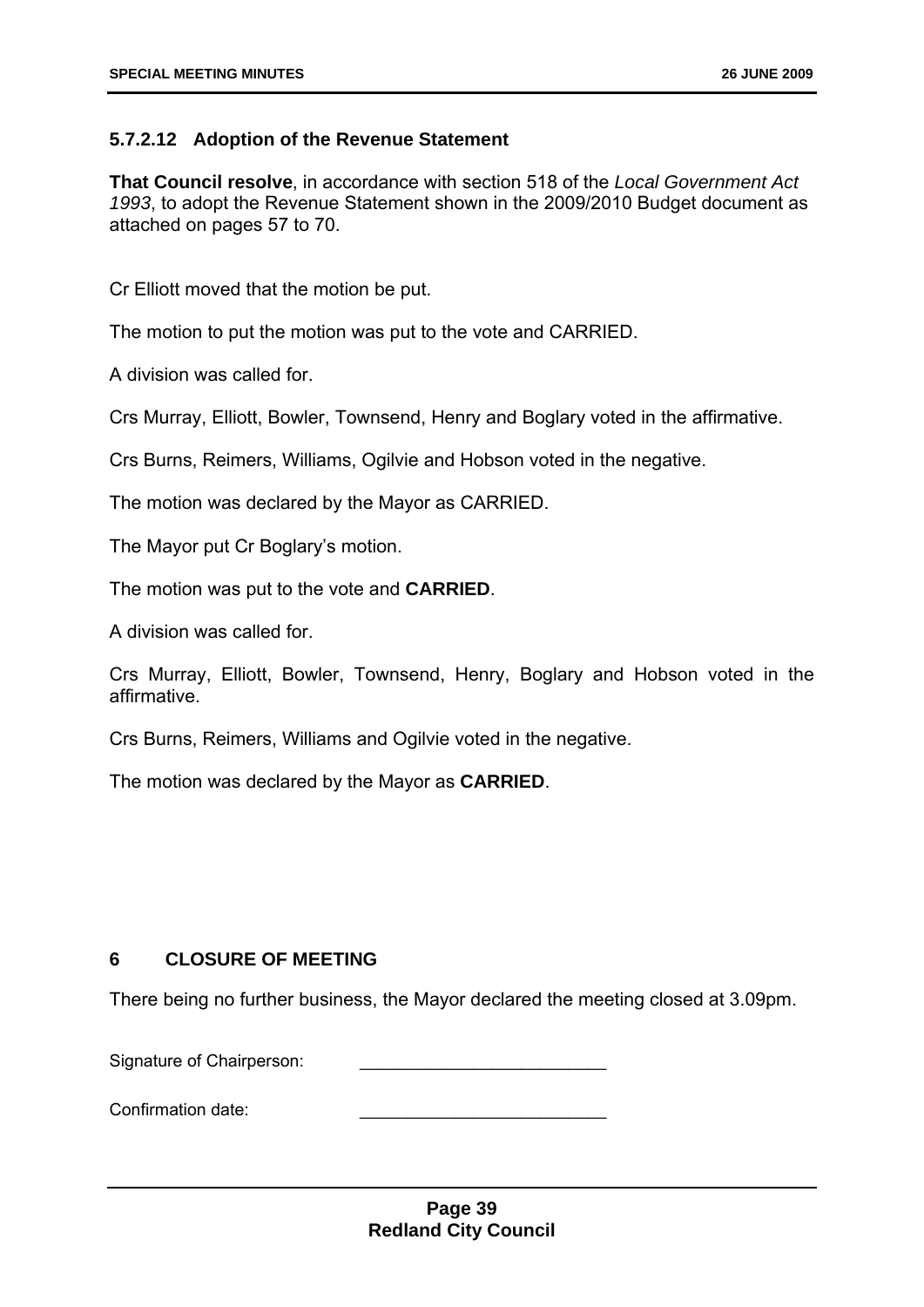### 5.7.2.12 Adoption of the Revenue Statement

**That Council resolve**, in accordance with section 518 of the *Local Government Act 1993*, to adopt the Revenue Statement shown in the 2009/2010 Budget document as attached on pages 57 to 70.

Cr Elliott moved that the motion be put.

The motion to put the motion was put to the vote and CARRIED.

A division was called for.

Crs Murray, Elliott, Bowler, Townsend, Henry and Boglary voted in the affirmative.

Crs Burns, Reimers, Williams, Ogilvie and Hobson voted in the negative.

The motion was declared by the Mayor as CARRIED.

The Mayor put Cr Boglary's motion.

The motion was put to the vote and **CARRIED**.

A division was called for.

Crs Murray, Elliott, Bowler, Townsend, Henry, Boglary and Hobson voted in the affirmative.

Crs Burns, Reimers, Williams and Ogilvie voted in the negative.

The motion was declared by the Mayor as **CARRIED**.

## 6 CLOSURE OF MEETING

There being no further business, the Mayor declared the meeting closed at 3.09pm.

Signature of Chairperson: \_\_\_\_\_\_\_\_\_\_\_\_\_\_\_\_\_\_\_\_\_\_\_\_\_\_

Confirmation date: \_\_\_\_\_\_\_\_\_\_\_\_\_\_\_\_\_\_\_\_\_\_\_\_\_\_